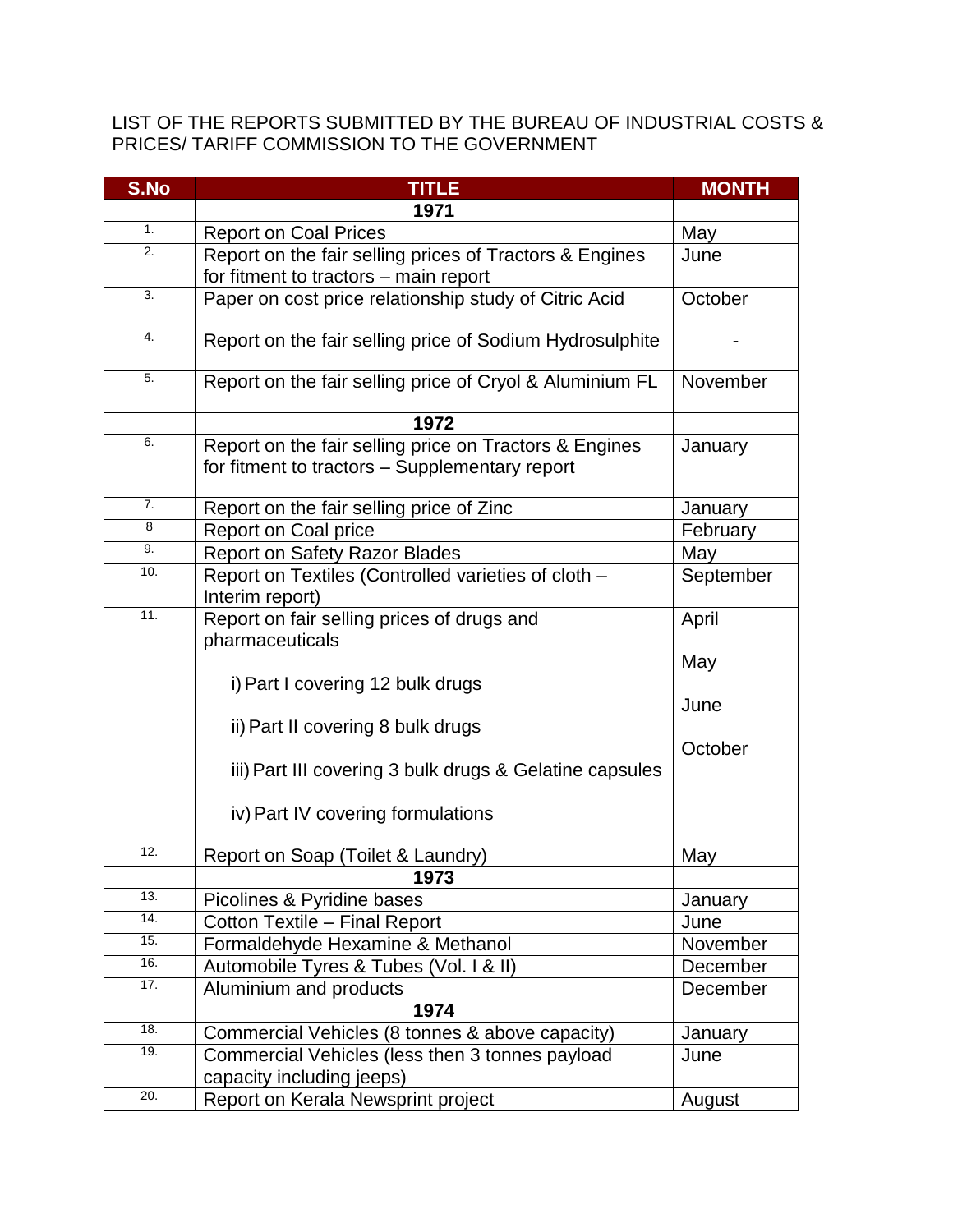LIST OF THE REPORTS SUBMITTED BY THE BUREAU OF INDUSTRIAL COSTS & PRICES/ TARIFF COMMISSION TO THE GOVERNMENT

| S.No | TITLE | MONTH |
|---|---|---|
| | **1971** | |
| 1. | Report on Coal Prices | May |
| 2. | Report on the fair selling prices of Tractors & Engines for fitment to tractors – main report | June |
| 3. | Paper on cost price relationship study of Citric Acid | October |
| 4. | Report on the fair selling price of Sodium Hydrosulphite | - |
| 5. | Report on the fair selling price of Cryol & Aluminium FL | November |
| | **1972** | |
| 6. | Report on the fair selling price on Tractors & Engines for fitment to tractors – Supplementary report | January |
| 7. | Report on the fair selling price of Zinc | January |
| 8 | Report on Coal price | February |
| 9. | Report on Safety Razor Blades | May |
| 10. | Report on Textiles (Controlled varieties of cloth – Interim report) | September |
| 11. | Report on fair selling prices of drugs and pharmaceuticals<br>i) Part I covering 12 bulk drugs<br>ii) Part II covering 8 bulk drugs<br>iii) Part III covering 3 bulk drugs & Gelatine capsules<br>iv) Part IV covering formulations | April<br>May<br>June<br>October |
| 12. | Report on Soap (Toilet & Laundry) | May |
| | **1973** | |
| 13. | Picolines & Pyridine bases | January |
| 14. | Cotton Textile – Final Report | June |
| 15. | Formaldehyde Hexamine & Methanol | November |
| 16. | Automobile Tyres & Tubes (Vol. I & II) | December |
| 17. | Aluminium and products | December |
| | **1974** | |
| 18. | Commercial Vehicles (8 tonnes & above capacity) | January |
| 19. | Commercial Vehicles (less then 3 tonnes payload capacity including jeeps) | June |
| 20. | Report on Kerala Newsprint project | August |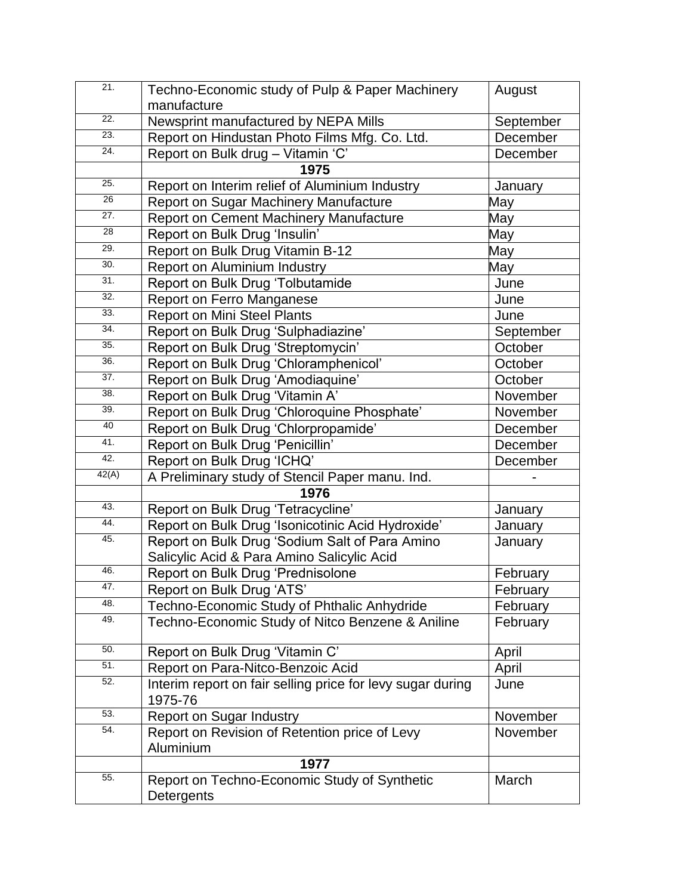| 21. | Techno-Economic study of Pulp & Paper Machinery manufacture | August |
|---|---|---|
| 22. | Newsprint manufactured by NEPA Mills | September |
| 23. | Report on Hindustan Photo Films Mfg. Co. Ltd. | December |
| 24. | Report on Bulk drug – Vitamin ‘C’ | December |
| | **1975** | |
| 25. | Report on Interim relief of Aluminium Industry | January |
| 26 | Report on Sugar Machinery Manufacture | May |
| 27. | Report on Cement Machinery Manufacture | May |
| 28 | Report on Bulk Drug ‘Insulin’ | May |
| 29. | Report on Bulk Drug Vitamin B-12 | May |
| 30. | Report on Aluminium Industry | May |
| 31. | Report on Bulk Drug ‘Tolbutamide | June |
| 32. | Report on Ferro Manganese | June |
| 33. | Report on Mini Steel Plants | June |
| 34. | Report on Bulk Drug ‘Sulphadiazine’ | September |
| 35. | Report on Bulk Drug ‘Streptomycin’ | October |
| 36. | Report on Bulk Drug ‘Chloramphenicol’ | October |
| 37. | Report on Bulk Drug ‘Amodiaquine’ | October |
| 38. | Report on Bulk Drug ‘Vitamin A’ | November |
| 39. | Report on Bulk Drug ‘Chloroquine Phosphate’ | November |
| 40 | Report on Bulk Drug ‘Chlorpropamide’ | December |
| 41. | Report on Bulk Drug ‘Penicillin’ | December |
| 42. | Report on Bulk Drug ‘ICHQ’ | December |
| 42(A) | A Preliminary study of Stencil Paper manu. Ind. | - |
| | **1976** | |
| 43. | Report on Bulk Drug ‘Tetracycline’ | January |
| 44. | Report on Bulk Drug ‘Isonicotinic Acid Hydroxide’ | January |
| 45. | Report on Bulk Drug ‘Sodium Salt of Para Amino Salicylic Acid & Para Amino Salicylic Acid | January |
| 46. | Report on Bulk Drug ‘Prednisolone | February |
| 47. | Report on Bulk Drug ‘ATS’ | February |
| 48. | Techno-Economic Study of Phthalic Anhydride | February |
| 49. | Techno-Economic Study of Nitco Benzene & Aniline | February |
| 50. | Report on Bulk Drug ‘Vitamin C’ | April |
| 51. | Report on Para-Nitco-Benzoic Acid | April |
| 52. | Interim report on fair selling price for levy sugar during 1975-76 | June |
| 53. | Report on Sugar Industry | November |
| 54. | Report on Revision of Retention price of Levy Aluminium | November |
| | **1977** | |
| 55. | Report on Techno-Economic Study of Synthetic Detergents | March |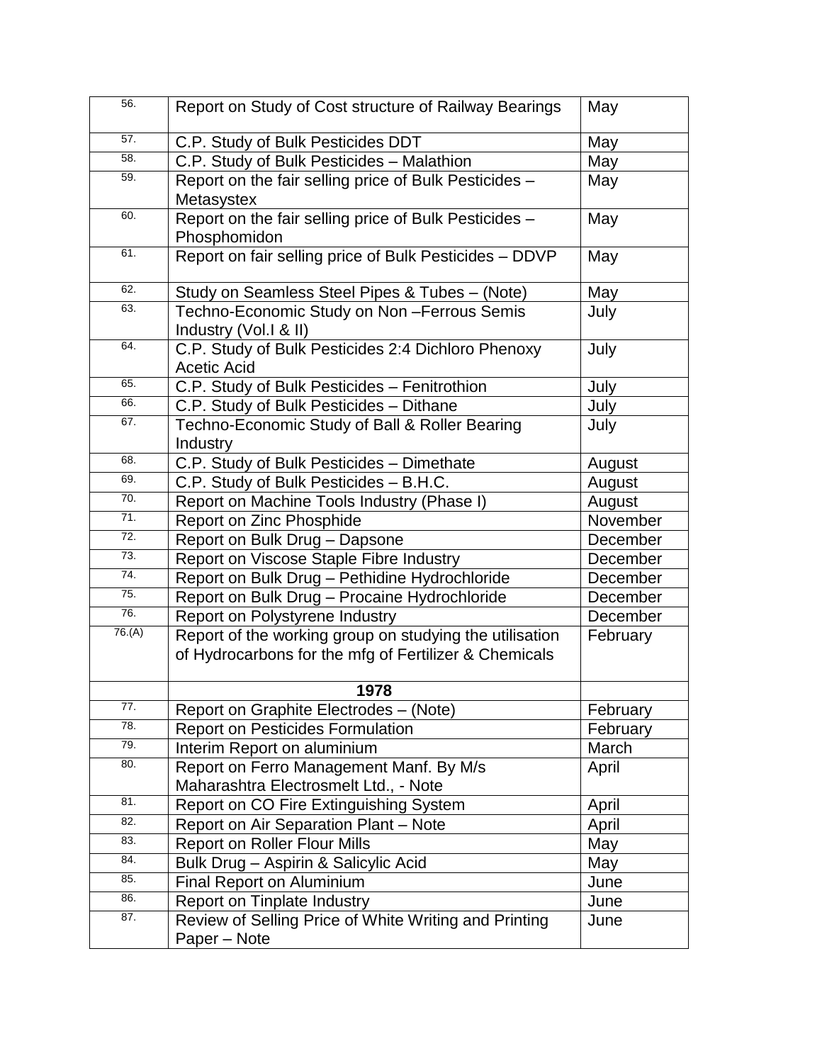| | | |
|---|---|---|
| 56. | Report on Study of Cost structure of Railway Bearings | May |
| 57. | C.P. Study of Bulk Pesticides DDT | May |
| 58. | C.P. Study of Bulk Pesticides – Malathion | May |
| 59. | Report on the fair selling price of Bulk Pesticides – Metasystex | May |
| 60. | Report on the fair selling price of Bulk Pesticides – Phosphomidon | May |
| 61. | Report on fair selling price of Bulk Pesticides – DDVP | May |
| 62. | Study on Seamless Steel Pipes & Tubes – (Note) | May |
| 63. | Techno-Economic Study on Non –Ferrous Semis Industry (Vol.I & II) | July |
| 64. | C.P. Study of Bulk Pesticides 2:4 Dichloro Phenoxy Acetic Acid | July |
| 65. | C.P. Study of Bulk Pesticides – Fenitrothion | July |
| 66. | C.P. Study of Bulk Pesticides – Dithane | July |
| 67. | Techno-Economic Study of Ball & Roller Bearing Industry | July |
| 68. | C.P. Study of Bulk Pesticides – Dimethate | August |
| 69. | C.P. Study of Bulk Pesticides – B.H.C. | August |
| 70. | Report on Machine Tools Industry (Phase I) | August |
| 71. | Report on Zinc Phosphide | November |
| 72. | Report on Bulk Drug – Dapsone | December |
| 73. | Report on Viscose Staple Fibre Industry | December |
| 74. | Report on Bulk Drug – Pethidine Hydrochloride | December |
| 75. | Report on Bulk Drug – Procaine Hydrochloride | December |
| 76. | Report on Polystyrene Industry | December |
| 76.(A) | Report of the working group on studying the utilisation of Hydrocarbons for the mfg of Fertilizer & Chemicals | February |
| | **1978** | |
| 77. | Report on Graphite Electrodes – (Note) | February |
| 78. | Report on Pesticides Formulation | February |
| 79. | Interim Report on aluminium | March |
| 80. | Report on Ferro Management Manf. By M/s Maharashtra Electrosmelt Ltd., - Note | April |
| 81. | Report on CO Fire Extinguishing System | April |
| 82. | Report on Air Separation Plant – Note | April |
| 83. | Report on Roller Flour Mills | May |
| 84. | Bulk Drug – Aspirin & Salicylic Acid | May |
| 85. | Final Report on Aluminium | June |
| 86. | Report on Tinplate Industry | June |
| 87. | Review of Selling Price of White Writing and Printing Paper – Note | June |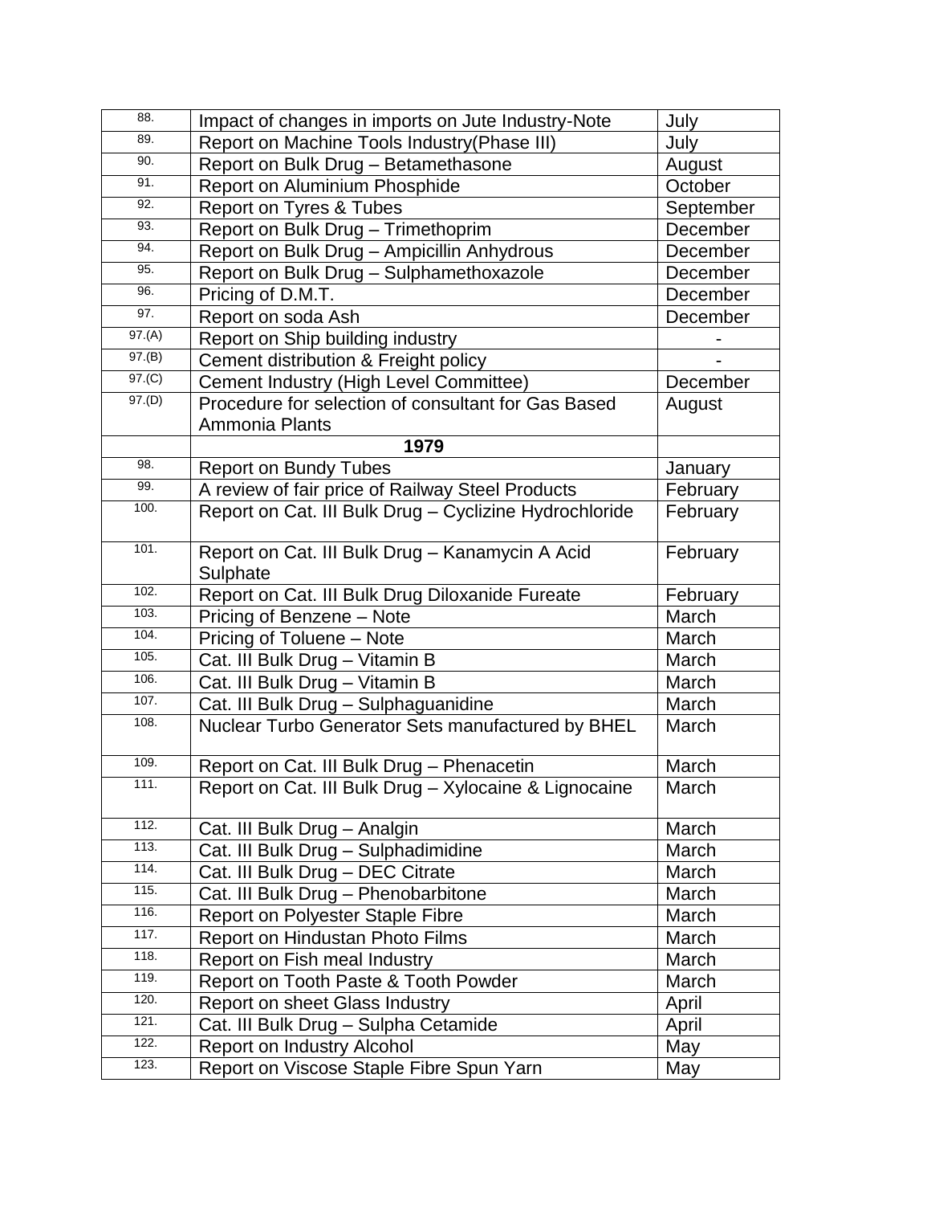| 88. | Impact of changes in imports on Jute Industry-Note | July |
|---|---|---|
| 89. | Report on Machine Tools Industry(Phase III) | July |
| 90. | Report on Bulk Drug – Betamethasone | August |
| 91. | Report on Aluminium Phosphide | October |
| 92. | Report on Tyres & Tubes | September |
| 93. | Report on Bulk Drug – Trimethoprim | December |
| 94. | Report on Bulk Drug – Ampicillin Anhydrous | December |
| 95. | Report on Bulk Drug – Sulphamethoxazole | December |
| 96. | Pricing of D.M.T. | December |
| 97. | Report on soda Ash | December |
| 97.(A) | Report on Ship building industry | - |
| 97.(B) | Cement distribution & Freight policy | - |
| 97.(C) | Cement Industry (High Level Committee) | December |
| 97.(D) | Procedure for selection of consultant for Gas Based Ammonia Plants | August |
| | **1979** | |
| 98. | Report on Bundy Tubes | January |
| 99. | A review of fair price of Railway Steel Products | February |
| 100. | Report on Cat. III Bulk Drug – Cyclizine Hydrochloride | February |
| 101. | Report on Cat. III Bulk Drug – Kanamycin A Acid Sulphate | February |
| 102. | Report on Cat. III Bulk Drug Diloxanide Fureate | February |
| 103. | Pricing of Benzene – Note | March |
| 104. | Pricing of Toluene – Note | March |
| 105. | Cat. III Bulk Drug – Vitamin B | March |
| 106. | Cat. III Bulk Drug – Vitamin B | March |
| 107. | Cat. III Bulk Drug – Sulphaguanidine | March |
| 108. | Nuclear Turbo Generator Sets manufactured by BHEL | March |
| 109. | Report on Cat. III Bulk Drug – Phenacetin | March |
| 111. | Report on Cat. III Bulk Drug – Xylocaine & Lignocaine | March |
| 112. | Cat. III Bulk Drug – Analgin | March |
| 113. | Cat. III Bulk Drug – Sulphadimidine | March |
| 114. | Cat. III Bulk Drug – DEC Citrate | March |
| 115. | Cat. III Bulk Drug – Phenobarbitone | March |
| 116. | Report on Polyester Staple Fibre | March |
| 117. | Report on Hindustan Photo Films | March |
| 118. | Report on Fish meal Industry | March |
| 119. | Report on Tooth Paste & Tooth Powder | March |
| 120. | Report on sheet Glass Industry | April |
| 121. | Cat. III Bulk Drug – Sulpha Cetamide | April |
| 122. | Report on Industry Alcohol | May |
| 123. | Report on Viscose Staple Fibre Spun Yarn | May |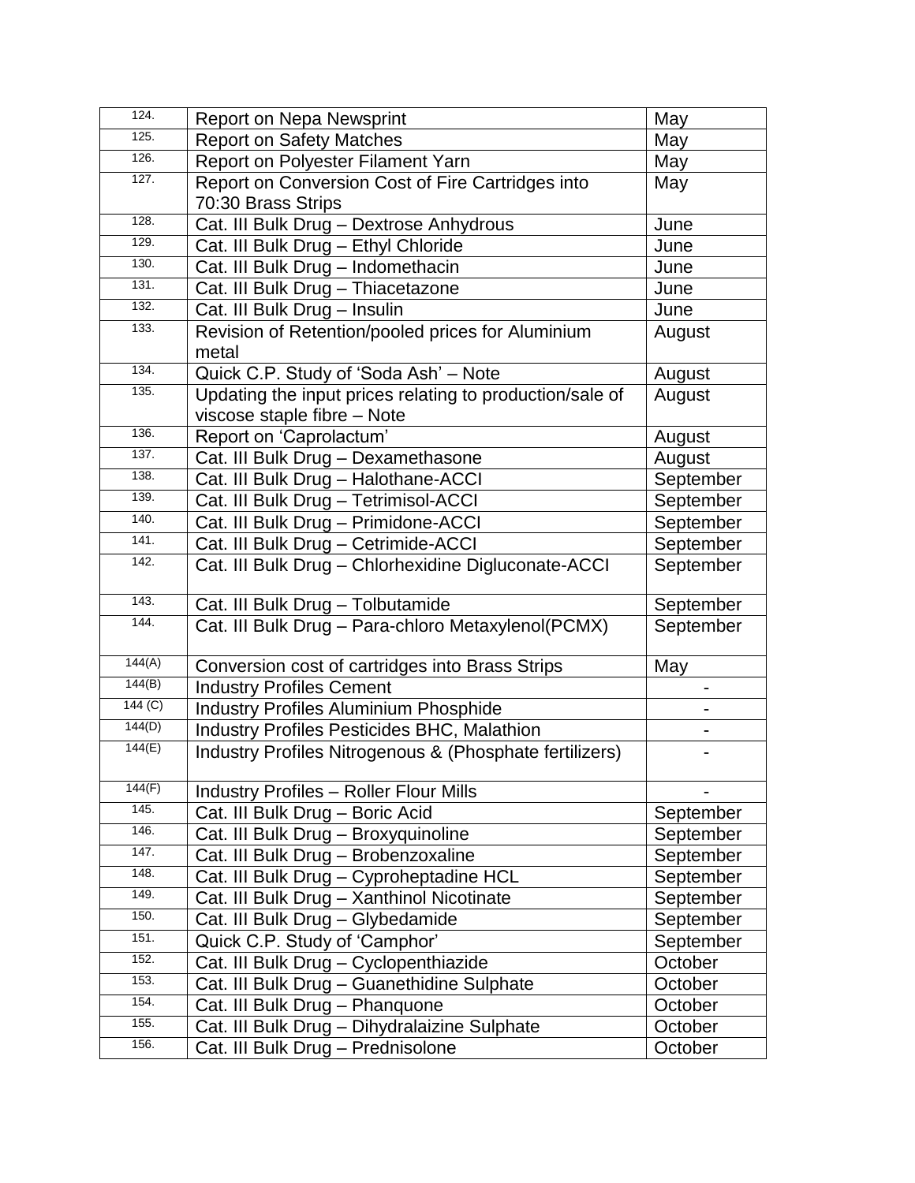| 124. | Report on Nepa Newsprint | May |
|---|---|---|
| 125. | Report on Safety Matches | May |
| 126. | Report on Polyester Filament Yarn | May |
| 127. | Report on Conversion Cost of Fire Cartridges into 70:30 Brass Strips | May |
| 128. | Cat. III Bulk Drug – Dextrose Anhydrous | June |
| 129. | Cat. III Bulk Drug – Ethyl Chloride | June |
| 130. | Cat. III Bulk Drug – Indomethacin | June |
| 131. | Cat. III Bulk Drug – Thiacetazone | June |
| 132. | Cat. III Bulk Drug – Insulin | June |
| 133. | Revision of Retention/pooled prices for Aluminium metal | August |
| 134. | Quick C.P. Study of 'Soda Ash' – Note | August |
| 135. | Updating the input prices relating to production/sale of viscose staple fibre – Note | August |
| 136. | Report on 'Caprolactum' | August |
| 137. | Cat. III Bulk Drug – Dexamethasone | August |
| 138. | Cat. III Bulk Drug – Halothane-ACCI | September |
| 139. | Cat. III Bulk Drug – Tetrimisol-ACCI | September |
| 140. | Cat. III Bulk Drug – Primidone-ACCI | September |
| 141. | Cat. III Bulk Drug – Cetrimide-ACCI | September |
| 142. | Cat. III Bulk Drug – Chlorhexidine Digluconate-ACCI | September |
| 143. | Cat. III Bulk Drug – Tolbutamide | September |
| 144. | Cat. III Bulk Drug – Para-chloro Metaxylenol(PCMX) | September |
| 144(A) | Conversion cost of cartridges into Brass Strips | May |
| 144(B) | Industry Profiles Cement | - |
| 144 (C) | Industry Profiles Aluminium Phosphide | - |
| 144(D) | Industry Profiles Pesticides BHC, Malathion | - |
| 144(E) | Industry Profiles Nitrogenous & (Phosphate fertilizers) | - |
| 144(F) | Industry Profiles – Roller Flour Mills | - |
| 145. | Cat. III Bulk Drug – Boric Acid | September |
| 146. | Cat. III Bulk Drug – Broxyquinoline | September |
| 147. | Cat. III Bulk Drug – Brobenzoxaline | September |
| 148. | Cat. III Bulk Drug – Cyproheptadine HCL | September |
| 149. | Cat. III Bulk Drug – Xanthinol Nicotinate | September |
| 150. | Cat. III Bulk Drug – Glybedamide | September |
| 151. | Quick C.P. Study of 'Camphor' | September |
| 152. | Cat. III Bulk Drug – Cyclopenthiazide | October |
| 153. | Cat. III Bulk Drug – Guanethidine Sulphate | October |
| 154. | Cat. III Bulk Drug – Phanquone | October |
| 155. | Cat. III Bulk Drug – Dihydralaizine Sulphate | October |
| 156. | Cat. III Bulk Drug – Prednisolone | October |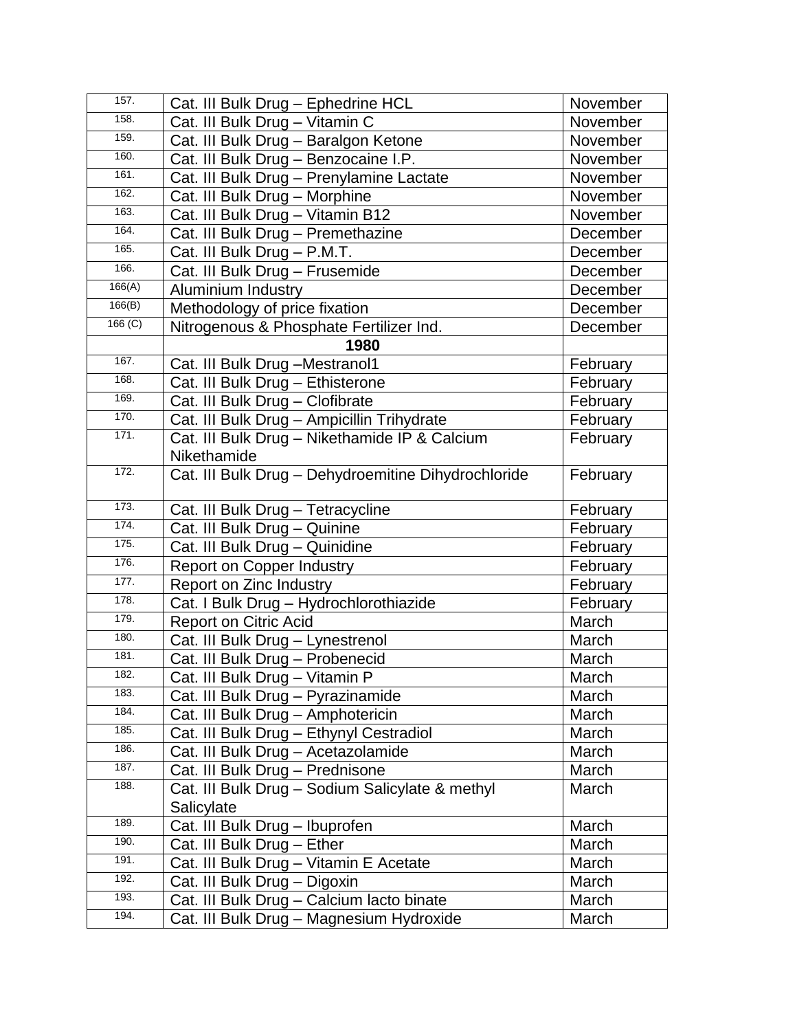| | | |
|---|---|---|
| 157. | Cat. III Bulk Drug – Ephedrine HCL | November |
| 158. | Cat. III Bulk Drug – Vitamin C | November |
| 159. | Cat. III Bulk Drug – Baralgon Ketone | November |
| 160. | Cat. III Bulk Drug – Benzocaine I.P. | November |
| 161. | Cat. III Bulk Drug – Prenylamine Lactate | November |
| 162. | Cat. III Bulk Drug – Morphine | November |
| 163. | Cat. III Bulk Drug – Vitamin B12 | November |
| 164. | Cat. III Bulk Drug – Premethazine | December |
| 165. | Cat. III Bulk Drug – P.M.T. | December |
| 166. | Cat. III Bulk Drug – Frusemide | December |
| 166(A) | Aluminium Industry | December |
| 166(B) | Methodology of price fixation | December |
| 166 (C) | Nitrogenous & Phosphate Fertilizer Ind. | December |
| | **1980** | |
| 167. | Cat. III Bulk Drug –Mestranol1 | February |
| 168. | Cat. III Bulk Drug – Ethisterone | February |
| 169. | Cat. III Bulk Drug – Clofibrate | February |
| 170. | Cat. III Bulk Drug – Ampicillin Trihydrate | February |
| 171. | Cat. III Bulk Drug – Nikethamide IP & Calcium Nikethamide | February |
| 172. | Cat. III Bulk Drug – Dehydroemitine Dihydrochloride | February |
| 173. | Cat. III Bulk Drug – Tetracycline | February |
| 174. | Cat. III Bulk Drug – Quinine | February |
| 175. | Cat. III Bulk Drug – Quinidine | February |
| 176. | Report on Copper Industry | February |
| 177. | Report on Zinc Industry | February |
| 178. | Cat. I Bulk Drug – Hydrochlorothiazide | February |
| 179. | Report on Citric Acid | March |
| 180. | Cat. III Bulk Drug – Lynestrenol | March |
| 181. | Cat. III Bulk Drug – Probenecid | March |
| 182. | Cat. III Bulk Drug – Vitamin P | March |
| 183. | Cat. III Bulk Drug – Pyrazinamide | March |
| 184. | Cat. III Bulk Drug – Amphotericin | March |
| 185. | Cat. III Bulk Drug – Ethynyl Cestradiol | March |
| 186. | Cat. III Bulk Drug – Acetazolamide | March |
| 187. | Cat. III Bulk Drug – Prednisone | March |
| 188. | Cat. III Bulk Drug – Sodium Salicylate & methyl Salicylate | March |
| 189. | Cat. III Bulk Drug – Ibuprofen | March |
| 190. | Cat. III Bulk Drug – Ether | March |
| 191. | Cat. III Bulk Drug – Vitamin E Acetate | March |
| 192. | Cat. III Bulk Drug – Digoxin | March |
| 193. | Cat. III Bulk Drug – Calcium lacto binate | March |
| 194. | Cat. III Bulk Drug – Magnesium Hydroxide | March |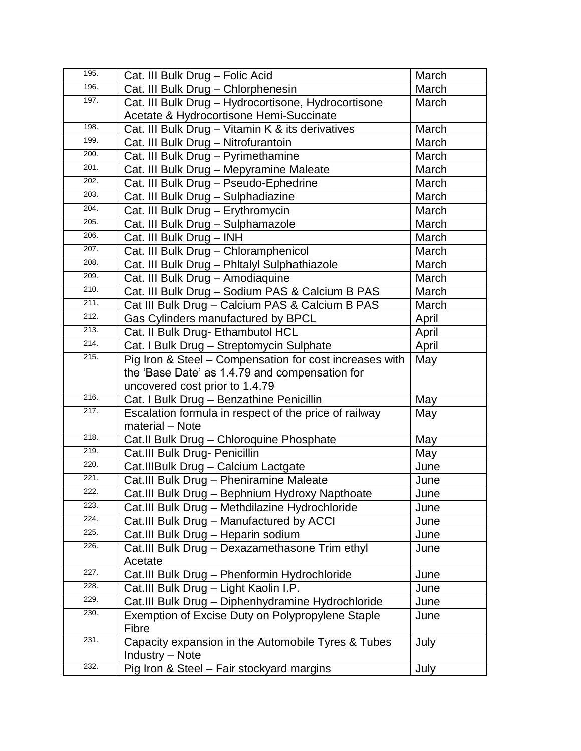| 195. | Cat. III Bulk Drug – Folic Acid | March |
|---|---|---|
| 196. | Cat. III Bulk Drug – Chlorphenesin | March |
| 197. | Cat. III Bulk Drug – Hydrocortisone, Hydrocortisone Acetate & Hydrocortisone Hemi-Succinate | March |
| 198. | Cat. III Bulk Drug – Vitamin K & its derivatives | March |
| 199. | Cat. III Bulk Drug – Nitrofurantoin | March |
| 200. | Cat. III Bulk Drug – Pyrimethamine | March |
| 201. | Cat. III Bulk Drug – Mepyramine Maleate | March |
| 202. | Cat. III Bulk Drug – Pseudo-Ephedrine | March |
| 203. | Cat. III Bulk Drug – Sulphadiazine | March |
| 204. | Cat. III Bulk Drug – Erythromycin | March |
| 205. | Cat. III Bulk Drug – Sulphamazole | March |
| 206. | Cat. III Bulk Drug – INH | March |
| 207. | Cat. III Bulk Drug – Chloramphenicol | March |
| 208. | Cat. III Bulk Drug – Phltalyl Sulphathiazole | March |
| 209. | Cat. III Bulk Drug – Amodiaquine | March |
| 210. | Cat. III Bulk Drug – Sodium PAS & Calcium B PAS | March |
| 211. | Cat III Bulk Drug – Calcium PAS & Calcium B PAS | March |
| 212. | Gas Cylinders manufactured by BPCL | April |
| 213. | Cat. II Bulk Drug- Ethambutol HCL | April |
| 214. | Cat. I Bulk Drug – Streptomycin Sulphate | April |
| 215. | Pig Iron & Steel – Compensation for cost increases with the 'Base Date' as 1.4.79 and compensation for uncovered cost prior to 1.4.79 | May |
| 216. | Cat. I Bulk Drug – Benzathine Penicillin | May |
| 217. | Escalation formula in respect of the price of railway material – Note | May |
| 218. | Cat.II Bulk Drug – Chloroquine Phosphate | May |
| 219. | Cat.III Bulk Drug- Penicillin | May |
| 220. | Cat.IIIBulk Drug – Calcium Lactgate | June |
| 221. | Cat.III Bulk Drug – Pheniramine Maleate | June |
| 222. | Cat.III Bulk Drug – Bephnium Hydroxy Napthoate | June |
| 223. | Cat.III Bulk Drug – Methdilazine Hydrochloride | June |
| 224. | Cat.III Bulk Drug – Manufactured by ACCI | June |
| 225. | Cat.III Bulk Drug – Heparin sodium | June |
| 226. | Cat.III Bulk Drug – Dexazamethasone Trim ethyl Acetate | June |
| 227. | Cat.III Bulk Drug – Phenformin Hydrochloride | June |
| 228. | Cat.III Bulk Drug – Light Kaolin I.P. | June |
| 229. | Cat.III Bulk Drug – Diphenhydramine Hydrochloride | June |
| 230. | Exemption of Excise Duty on Polypropylene Staple Fibre | June |
| 231. | Capacity expansion in the Automobile Tyres & Tubes Industry – Note | July |
| 232. | Pig Iron & Steel – Fair stockyard margins | July |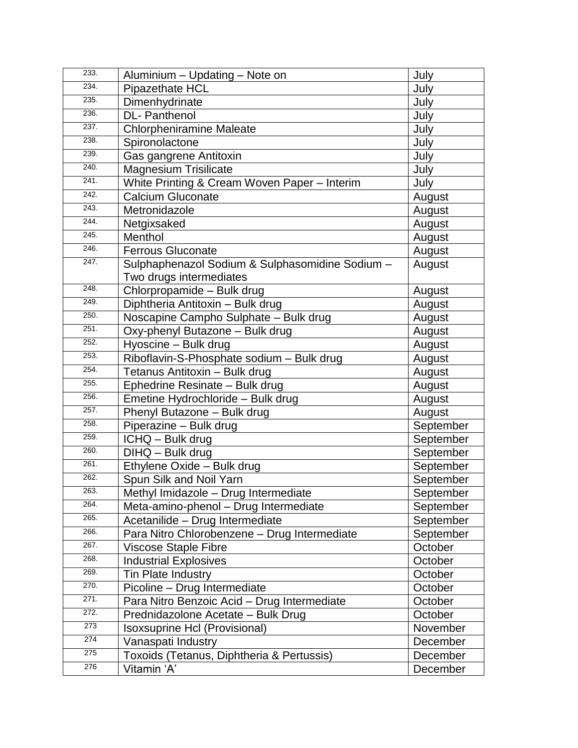| | | |
|---|---|---|
| 233. | Aluminium – Updating – Note on | July |
| 234. | Pipazethate HCL | July |
| 235. | Dimenhydrinate | July |
| 236. | DL- Panthenol | July |
| 237. | Chlorpheniramine Maleate | July |
| 238. | Spironolactone | July |
| 239. | Gas gangrene Antitoxin | July |
| 240. | Magnesium Trisilicate | July |
| 241. | White Printing & Cream Woven Paper – Interim | July |
| 242. | Calcium Gluconate | August |
| 243. | Metronidazole | August |
| 244. | Netgixsaked | August |
| 245. | Menthol | August |
| 246. | Ferrous Gluconate | August |
| 247. | Sulphaphenazol Sodium & Sulphasomidine Sodium – Two drugs intermediates | August |
| 248. | Chlorpropamide – Bulk drug | August |
| 249. | Diphtheria Antitoxin – Bulk drug | August |
| 250. | Noscapine Campho Sulphate – Bulk drug | August |
| 251. | Oxy-phenyl Butazone – Bulk drug | August |
| 252. | Hyoscine – Bulk drug | August |
| 253. | Riboflavin-S-Phosphate sodium – Bulk drug | August |
| 254. | Tetanus Antitoxin – Bulk drug | August |
| 255. | Ephedrine Resinate – Bulk drug | August |
| 256. | Emetine Hydrochloride – Bulk drug | August |
| 257. | Phenyl Butazone – Bulk drug | August |
| 258. | Piperazine – Bulk drug | September |
| 259. | ICHQ – Bulk drug | September |
| 260. | DIHQ – Bulk drug | September |
| 261. | Ethylene Oxide – Bulk drug | September |
| 262. | Spun Silk and Noil Yarn | September |
| 263. | Methyl Imidazole – Drug Intermediate | September |
| 264. | Meta-amino-phenol – Drug Intermediate | September |
| 265. | Acetanilide – Drug Intermediate | September |
| 266. | Para Nitro Chlorobenzene – Drug Intermediate | September |
| 267. | Viscose Staple Fibre | October |
| 268. | Industrial Explosives | October |
| 269. | Tin Plate Industry | October |
| 270. | Picoline – Drug Intermediate | October |
| 271. | Para Nitro Benzoic Acid – Drug Intermediate | October |
| 272. | Prednidazolone Acetate – Bulk Drug | October |
| 273 | Isoxsuprine Hcl (Provisional) | November |
| 274 | Vanaspati Industry | December |
| 275 | Toxoids (Tetanus, Diphtheria & Pertussis) | December |
| 276 | Vitamin 'A' | December |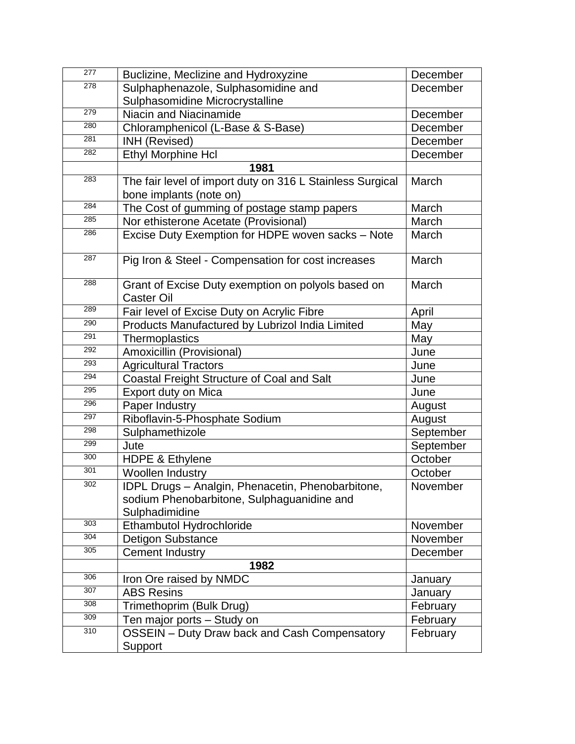| | | |
|---|---|---|
| 277 | Buclizine, Meclizine and Hydroxyzine | December |
| 278 | Sulphaphenazole, Sulphasomidine and Sulphasomidine Microcrystalline | December |
| 279 | Niacin and Niacinamide | December |
| 280 | Chloramphenicol (L-Base & S-Base) | December |
| 281 | INH (Revised) | December |
| 282 | Ethyl Morphine Hcl | December |
| | **1981** | |
| 283 | The fair level of import duty on 316 L Stainless Surgical bone implants (note on) | March |
| 284 | The Cost of gumming of postage stamp papers | March |
| 285 | Nor ethisterone Acetate (Provisional) | March |
| 286 | Excise Duty Exemption for HDPE woven sacks – Note | March |
| 287 | Pig Iron & Steel - Compensation for cost increases | March |
| 288 | Grant of Excise Duty exemption on polyols based on Caster Oil | March |
| 289 | Fair level of Excise Duty on Acrylic Fibre | April |
| 290 | Products Manufactured by Lubrizol India Limited | May |
| 291 | Thermoplastics | May |
| 292 | Amoxicillin (Provisional) | June |
| 293 | Agricultural Tractors | June |
| 294 | Coastal Freight Structure of Coal and Salt | June |
| 295 | Export duty on Mica | June |
| 296 | Paper Industry | August |
| 297 | Riboflavin-5-Phosphate Sodium | August |
| 298 | Sulphamethizole | September |
| 299 | Jute | September |
| 300 | HDPE & Ethylene | October |
| 301 | Woollen Industry | October |
| 302 | IDPL Drugs – Analgin, Phenacetin, Phenobarbitone, sodium Phenobarbitone, Sulphaguanidine and Sulphadimidine | November |
| 303 | Ethambutol Hydrochloride | November |
| 304 | Detigon Substance | November |
| 305 | Cement Industry | December |
| | **1982** | |
| 306 | Iron Ore raised by NMDC | January |
| 307 | ABS Resins | January |
| 308 | Trimethoprim (Bulk Drug) | February |
| 309 | Ten major ports – Study on | February |
| 310 | OSSEIN – Duty Draw back and Cash Compensatory Support | February |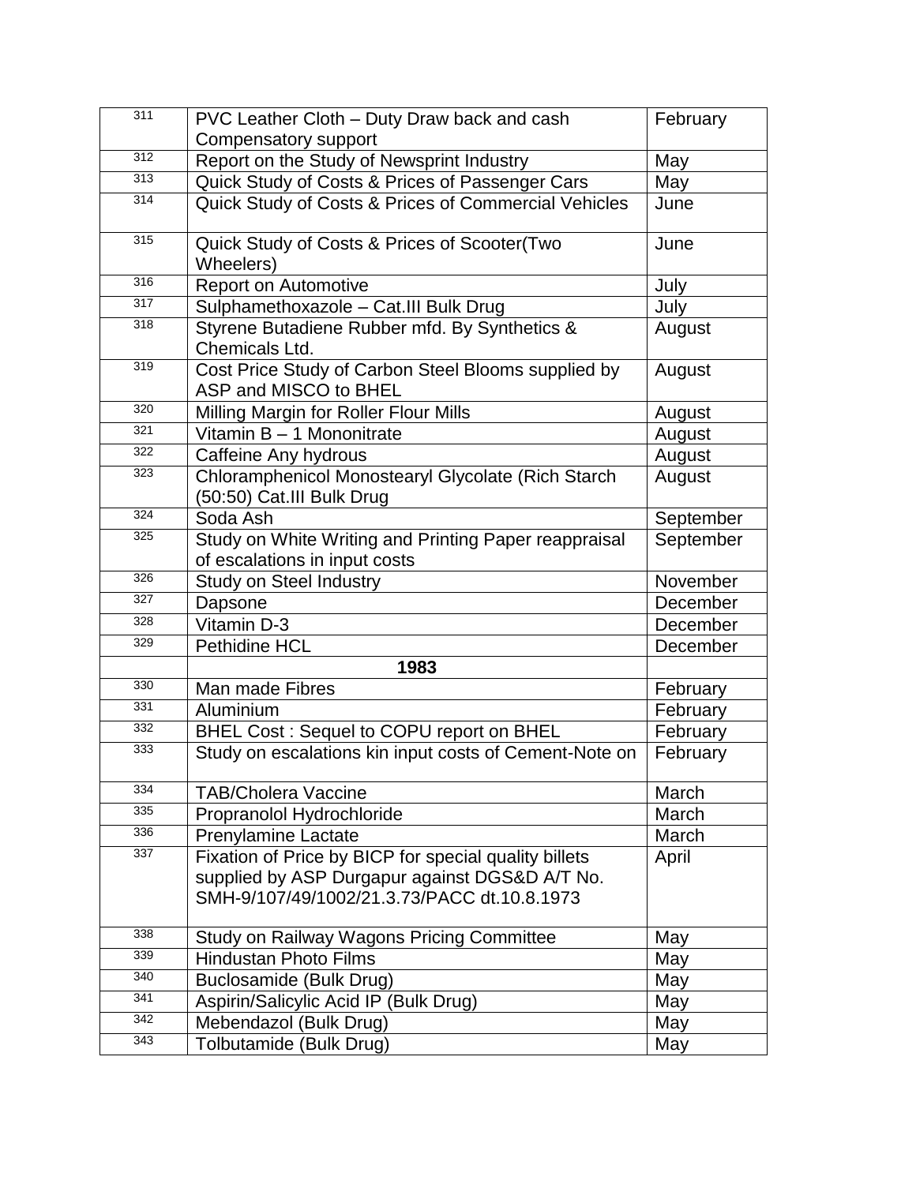| | | |
|---|---|---|
| 311 | PVC Leather Cloth – Duty Draw back and cash Compensatory support | February |
| 312 | Report on the Study of Newsprint Industry | May |
| 313 | Quick Study of Costs & Prices of Passenger Cars | May |
| 314 | Quick Study of Costs & Prices of Commercial Vehicles | June |
| 315 | Quick Study of Costs & Prices of Scooter(Two Wheelers) | June |
| 316 | Report on Automotive | July |
| 317 | Sulphamethoxazole – Cat.III Bulk Drug | July |
| 318 | Styrene Butadiene Rubber mfd. By Synthetics & Chemicals Ltd. | August |
| 319 | Cost Price Study of Carbon Steel Blooms supplied by ASP and MISCO to BHEL | August |
| 320 | Milling Margin for Roller Flour Mills | August |
| 321 | Vitamin B – 1 Mononitrate | August |
| 322 | Caffeine Any hydrous | August |
| 323 | Chloramphenicol Monostearyl Glycolate (Rich Starch (50:50) Cat.III Bulk Drug | August |
| 324 | Soda Ash | September |
| 325 | Study on White Writing and Printing Paper reappraisal of escalations in input costs | September |
| 326 | Study on Steel Industry | November |
| 327 | Dapsone | December |
| 328 | Vitamin D-3 | December |
| 329 | Pethidine HCL | December |
| | **1983** | |
| 330 | Man made Fibres | February |
| 331 | Aluminium | February |
| 332 | BHEL Cost : Sequel to COPU report on BHEL | February |
| 333 | Study on escalations kin input costs of Cement-Note on | February |
| 334 | TAB/Cholera Vaccine | March |
| 335 | Propranolol Hydrochloride | March |
| 336 | Prenylamine Lactate | March |
| 337 | Fixation of Price by BICP for special quality billets supplied by ASP Durgapur against DGS&D A/T No. SMH-9/107/49/1002/21.3.73/PACC dt.10.8.1973 | April |
| 338 | Study on Railway Wagons Pricing Committee | May |
| 339 | Hindustan Photo Films | May |
| 340 | Buclosamide (Bulk Drug) | May |
| 341 | Aspirin/Salicylic Acid IP (Bulk Drug) | May |
| 342 | Mebendazol (Bulk Drug) | May |
| 343 | Tolbutamide (Bulk Drug) | May |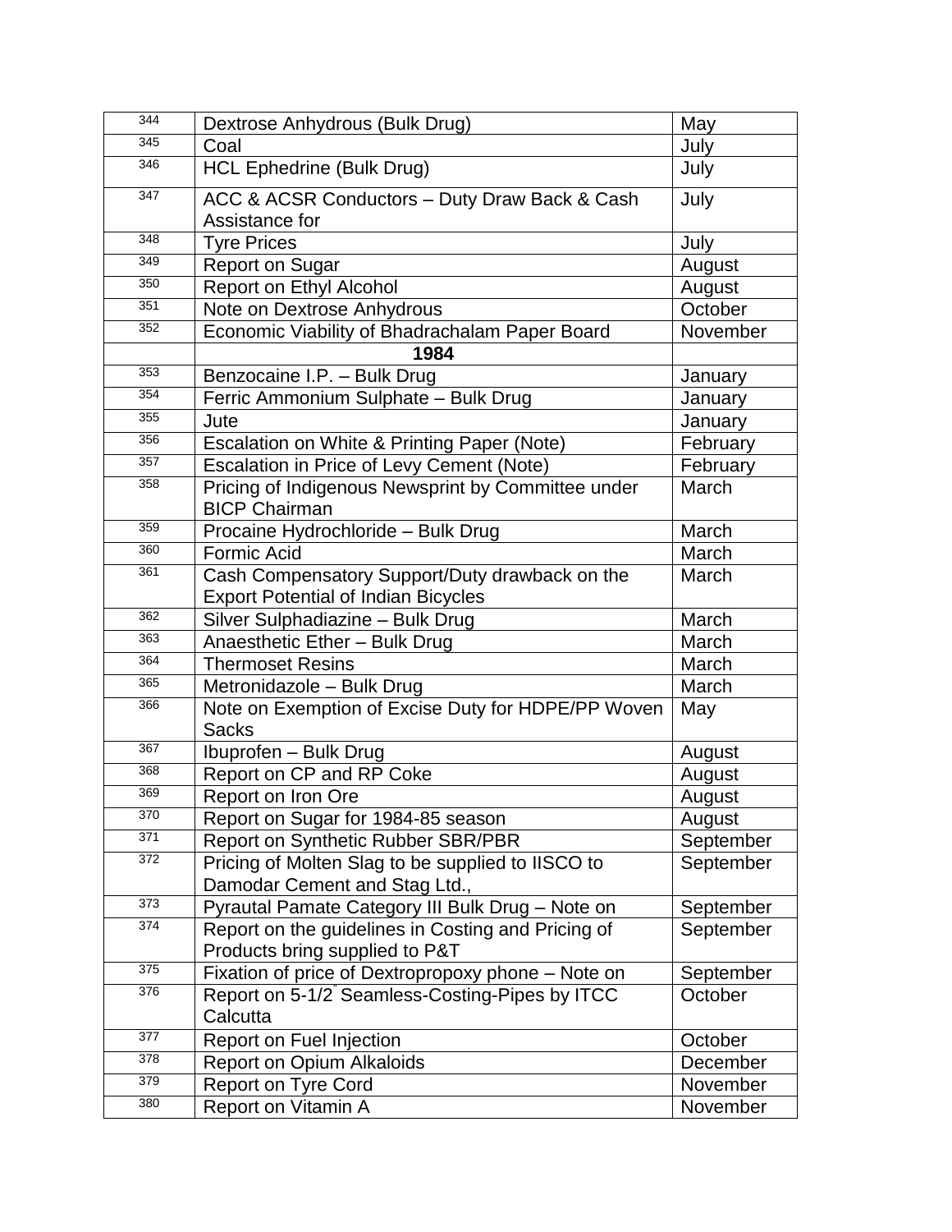| 344 | Dextrose Anhydrous (Bulk Drug) | May |
|---|---|---|
| 345 | Coal | July |
| 346 | HCL Ephedrine (Bulk Drug) | July |
| 347 | ACC & ACSR Conductors – Duty Draw Back & Cash Assistance for | July |
| 348 | Tyre Prices | July |
| 349 | Report on Sugar | August |
| 350 | Report on Ethyl Alcohol | August |
| 351 | Note on Dextrose Anhydrous | October |
| 352 | Economic Viability of Bhadrachalam Paper Board | November |
| | **1984** | |
| 353 | Benzocaine I.P. – Bulk Drug | January |
| 354 | Ferric Ammonium Sulphate – Bulk Drug | January |
| 355 | Jute | January |
| 356 | Escalation on White & Printing Paper (Note) | February |
| 357 | Escalation in Price of Levy Cement (Note) | February |
| 358 | Pricing of Indigenous Newsprint by Committee under BICP Chairman | March |
| 359 | Procaine Hydrochloride – Bulk Drug | March |
| 360 | Formic Acid | March |
| 361 | Cash Compensatory Support/Duty drawback on the Export Potential of Indian Bicycles | March |
| 362 | Silver Sulphadiazine – Bulk Drug | March |
| 363 | Anaesthetic Ether – Bulk Drug | March |
| 364 | Thermoset Resins | March |
| 365 | Metronidazole – Bulk Drug | March |
| 366 | Note on Exemption of Excise Duty for HDPE/PP Woven Sacks | May |
| 367 | Ibuprofen – Bulk Drug | August |
| 368 | Report on CP and RP Coke | August |
| 369 | Report on Iron Ore | August |
| 370 | Report on Sugar for 1984-85 season | August |
| 371 | Report on Synthetic Rubber SBR/PBR | September |
| 372 | Pricing of Molten Slag to be supplied to IISCO to Damodar Cement and Stag Ltd., | September |
| 373 | Pyrautal Pamate Category III Bulk Drug – Note on | September |
| 374 | Report on the guidelines in Costing and Pricing of Products bring supplied to P&T | September |
| 375 | Fixation of price of Dextropropoxy phone – Note on | September |
| 376 | Report on 5-1/2" Seamless-Costing-Pipes by ITCC Calcutta | October |
| 377 | Report on Fuel Injection | October |
| 378 | Report on Opium Alkaloids | December |
| 379 | Report on Tyre Cord | November |
| 380 | Report on Vitamin A | November |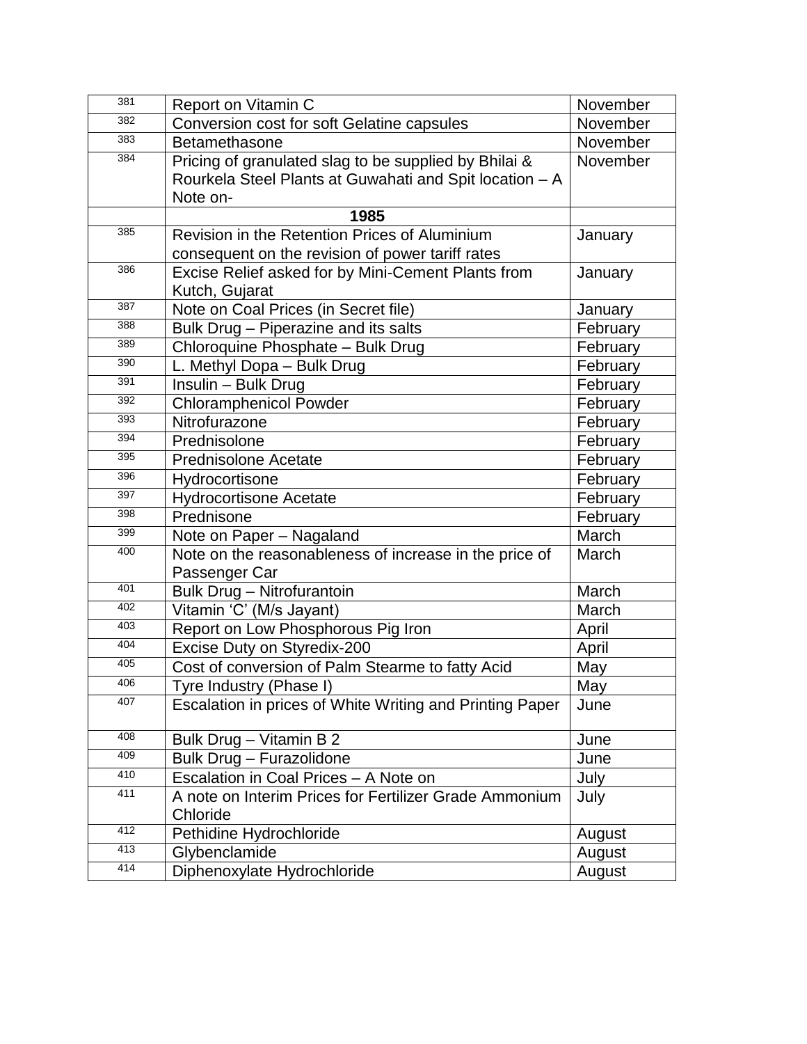| | | |
|---|---|---|
| 381 | Report on Vitamin C | November |
| 382 | Conversion cost for soft Gelatine capsules | November |
| 383 | Betamethasone | November |
| 384 | Pricing of granulated slag to be supplied by Bhilai & Rourkela Steel Plants at Guwahati and Spit location – A Note on- | November |
| | **1985** | |
| 385 | Revision in the Retention Prices of Aluminium consequent on the revision of power tariff rates | January |
| 386 | Excise Relief asked for by Mini-Cement Plants from Kutch, Gujarat | January |
| 387 | Note on Coal Prices (in Secret file) | January |
| 388 | Bulk Drug – Piperazine and its salts | February |
| 389 | Chloroquine Phosphate – Bulk Drug | February |
| 390 | L. Methyl Dopa – Bulk Drug | February |
| 391 | Insulin – Bulk Drug | February |
| 392 | Chloramphenicol Powder | February |
| 393 | Nitrofurazone | February |
| 394 | Prednisolone | February |
| 395 | Prednisolone Acetate | February |
| 396 | Hydrocortisone | February |
| 397 | Hydrocortisone Acetate | February |
| 398 | Prednisone | February |
| 399 | Note on Paper – Nagaland | March |
| 400 | Note on the reasonableness of increase in the price of Passenger Car | March |
| 401 | Bulk Drug – Nitrofurantoin | March |
| 402 | Vitamin 'C' (M/s Jayant) | March |
| 403 | Report on Low Phosphorous Pig Iron | April |
| 404 | Excise Duty on Styredix-200 | April |
| 405 | Cost of conversion of Palm Stearme to fatty Acid | May |
| 406 | Tyre Industry (Phase I) | May |
| 407 | Escalation in prices of White Writing and Printing Paper | June |
| 408 | Bulk Drug – Vitamin B 2 | June |
| 409 | Bulk Drug – Furazolidone | June |
| 410 | Escalation in Coal Prices – A Note on | July |
| 411 | A note on Interim Prices for Fertilizer Grade Ammonium Chloride | July |
| 412 | Pethidine Hydrochloride | August |
| 413 | Glybenclamide | August |
| 414 | Diphenoxylate Hydrochloride | August |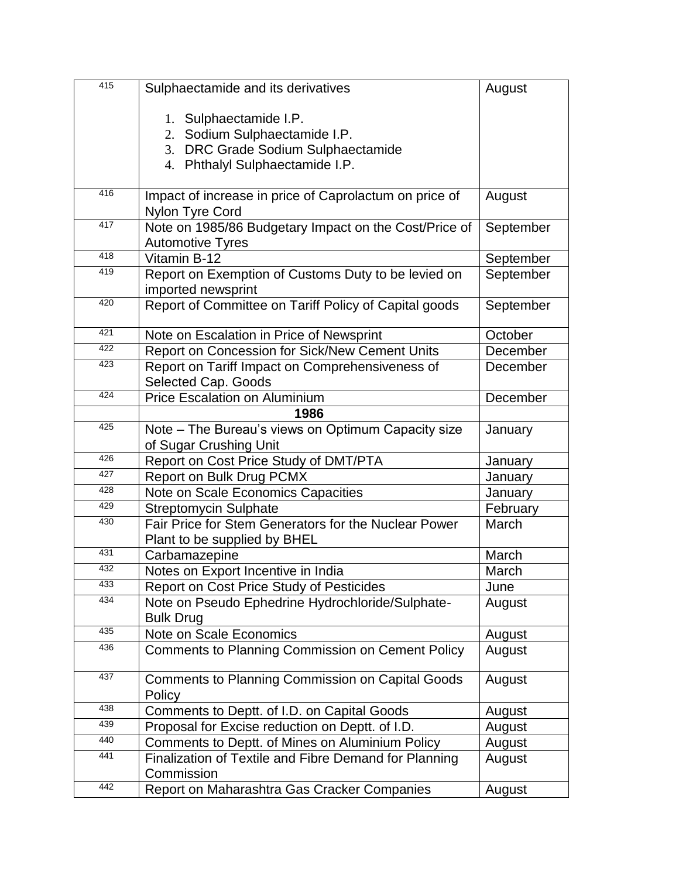| | | |
|---|---|---|
| 415 | Sulphaectamide and its derivatives<br><br>1. Sulphaectamide I.P.<br>2. Sodium Sulphaectamide I.P.<br>3. DRC Grade Sodium Sulphaectamide<br>4. Phthalyl Sulphaectamide I.P. | August |
| 416 | Impact of increase in price of Caprolactum on price of Nylon Tyre Cord | August |
| 417 | Note on 1985/86 Budgetary Impact on the Cost/Price of Automotive Tyres | September |
| 418 | Vitamin B-12 | September |
| 419 | Report on Exemption of Customs Duty to be levied on imported newsprint | September |
| 420 | Report of Committee on Tariff Policy of Capital goods | September |
| 421 | Note on Escalation in Price of Newsprint | October |
| 422 | Report on Concession for Sick/New Cement Units | December |
| 423 | Report on Tariff Impact on Comprehensiveness of Selected Cap. Goods | December |
| 424 | Price Escalation on Aluminium | December |
| | **1986** | |
| 425 | Note – The Bureau's views on Optimum Capacity size of Sugar Crushing Unit | January |
| 426 | Report on Cost Price Study of DMT/PTA | January |
| 427 | Report on Bulk Drug PCMX | January |
| 428 | Note on Scale Economics Capacities | January |
| 429 | Streptomycin Sulphate | February |
| 430 | Fair Price for Stem Generators for the Nuclear Power Plant to be supplied by BHEL | March |
| 431 | Carbamazepine | March |
| 432 | Notes on Export Incentive in India | March |
| 433 | Report on Cost Price Study of Pesticides | June |
| 434 | Note on Pseudo Ephedrine Hydrochloride/Sulphate-Bulk Drug | August |
| 435 | Note on Scale Economics | August |
| 436 | Comments to Planning Commission on Cement Policy | August |
| 437 | Comments to Planning Commission on Capital Goods Policy | August |
| 438 | Comments to Deptt. of I.D. on Capital Goods | August |
| 439 | Proposal for Excise reduction on Deptt. of I.D. | August |
| 440 | Comments to Deptt. of Mines on Aluminium Policy | August |
| 441 | Finalization of Textile and Fibre Demand for Planning Commission | August |
| 442 | Report on Maharashtra Gas Cracker Companies | August |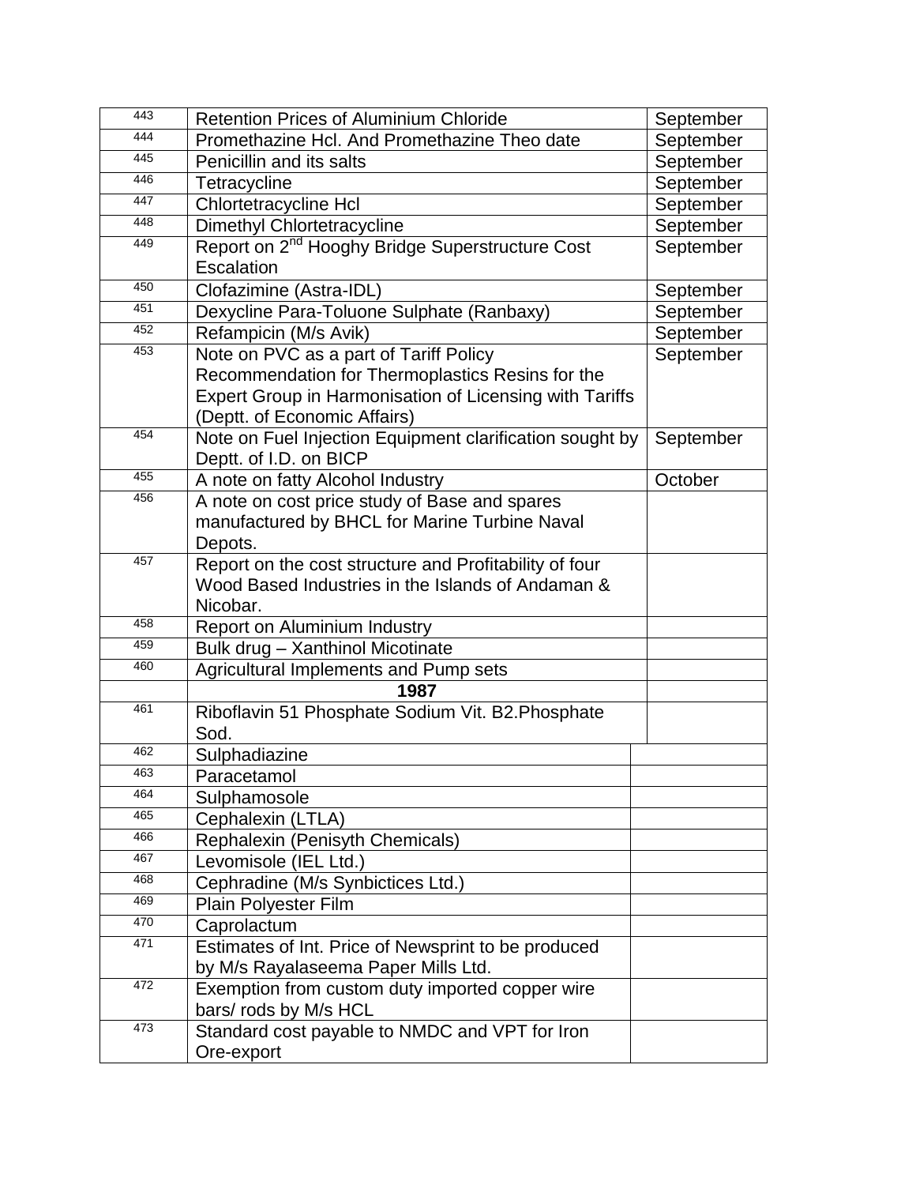| | | |
|---|---|---|
| 443 | Retention Prices of Aluminium Chloride | September |
| 444 | Promethazine Hcl. And Promethazine Theo date | September |
| 445 | Penicillin and its salts | September |
| 446 | Tetracycline | September |
| 447 | Chlortetracycline Hcl | September |
| 448 | Dimethyl Chlortetracycline | September |
| 449 | Report on 2nd Hooghy Bridge Superstructure Cost Escalation | September |
| 450 | Clofazimine (Astra-IDL) | September |
| 451 | Dexycline Para-Toluone Sulphate (Ranbaxy) | September |
| 452 | Refampicin (M/s Avik) | September |
| 453 | Note on PVC as a part of Tariff Policy Recommendation for Thermoplastics Resins for the Expert Group in Harmonisation of Licensing with Tariffs (Deptt. of Economic Affairs) | September |
| 454 | Note on Fuel Injection Equipment clarification sought by Deptt. of I.D. on BICP | September |
| 455 | A note on fatty Alcohol Industry | October |
| 456 | A note on cost price study of Base and spares manufactured by BHCL for Marine Turbine Naval Depots. | |
| 457 | Report on the cost structure and Profitability of four Wood Based Industries in the Islands of Andaman & Nicobar. | |
| 458 | Report on Aluminium Industry | |
| 459 | Bulk drug – Xanthinol Micotinate | |
| 460 | Agricultural Implements and Pump sets | |
| | **1987** | |
| 461 | Riboflavin 51 Phosphate Sodium Vit. B2.Phosphate Sod. | |
| 462 | Sulphadiazine | |
| 463 | Paracetamol | |
| 464 | Sulphamosole | |
| 465 | Cephalexin (LTLA) | |
| 466 | Rephalexin (Penisyth Chemicals) | |
| 467 | Levomisole (IEL Ltd.) | |
| 468 | Cephradine (M/s Synbictices Ltd.) | |
| 469 | Plain Polyester Film | |
| 470 | Caprolactum | |
| 471 | Estimates of Int. Price of Newsprint to be produced by M/s Rayalaseema Paper Mills Ltd. | |
| 472 | Exemption from custom duty imported copper wire bars/ rods by M/s HCL | |
| 473 | Standard cost payable to NMDC and VPT for Iron Ore-export | |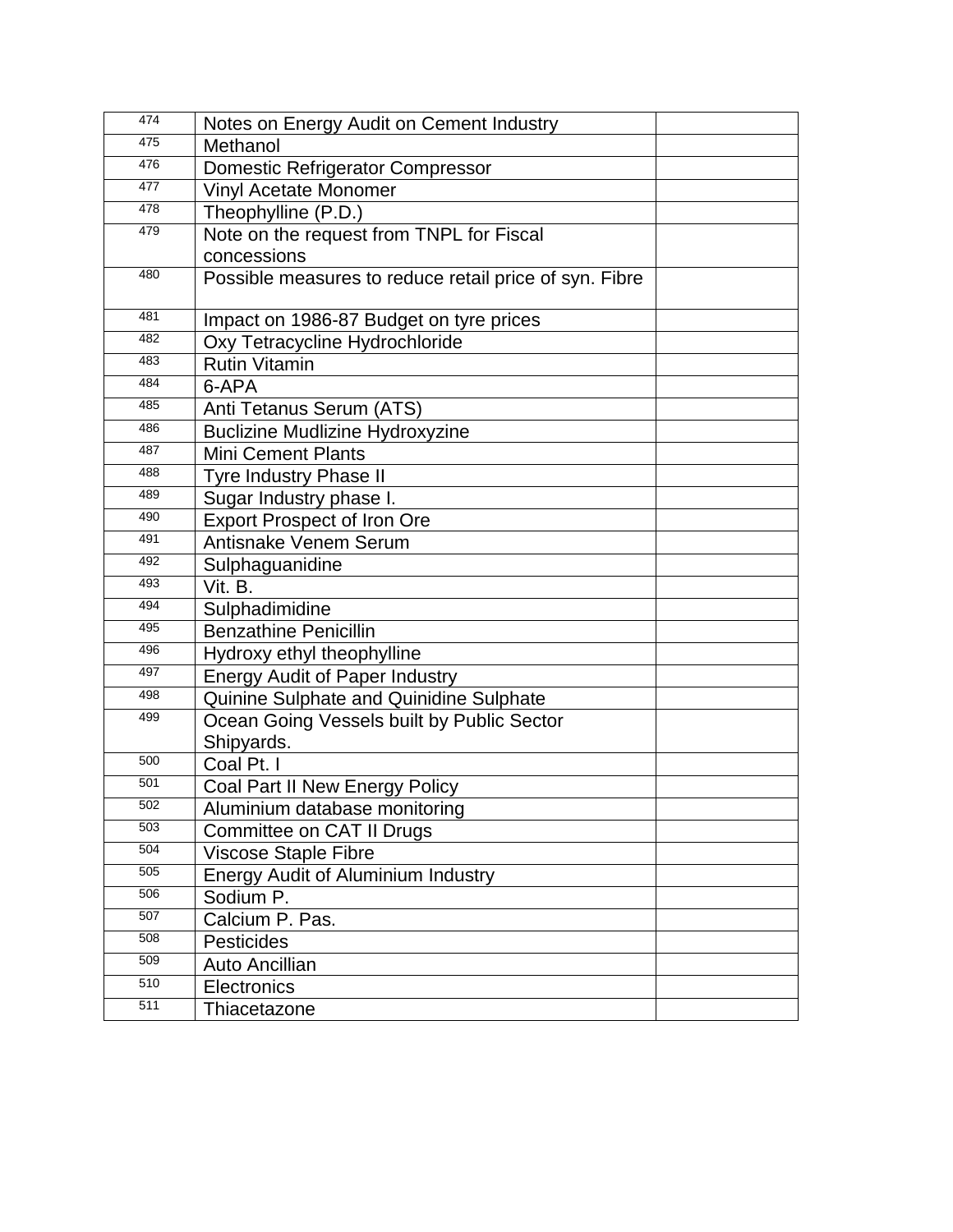| | | |
|---|---|---|
| 474 | Notes on Energy Audit on Cement Industry | |
| 475 | Methanol | |
| 476 | Domestic Refrigerator Compressor | |
| 477 | Vinyl Acetate Monomer | |
| 478 | Theophylline (P.D.) | |
| 479 | Note on the request from TNPL for Fiscal concessions | |
| 480 | Possible measures to reduce retail price of syn. Fibre | |
| 481 | Impact on 1986-87 Budget on tyre prices | |
| 482 | Oxy Tetracycline Hydrochloride | |
| 483 | Rutin Vitamin | |
| 484 | 6-APA | |
| 485 | Anti Tetanus Serum (ATS) | |
| 486 | Buclizine Mudlizine Hydroxyzine | |
| 487 | Mini Cement Plants | |
| 488 | Tyre Industry Phase II | |
| 489 | Sugar Industry phase I. | |
| 490 | Export Prospect of Iron Ore | |
| 491 | Antisnake Venem Serum | |
| 492 | Sulphaguanidine | |
| 493 | Vit. B. | |
| 494 | Sulphadimidine | |
| 495 | Benzathine Penicillin | |
| 496 | Hydroxy ethyl theophylline | |
| 497 | Energy Audit of Paper Industry | |
| 498 | Quinine Sulphate and Quinidine Sulphate | |
| 499 | Ocean Going Vessels built by Public Sector Shipyards. | |
| 500 | Coal Pt. I | |
| 501 | Coal Part II New Energy Policy | |
| 502 | Aluminium database monitoring | |
| 503 | Committee on CAT II Drugs | |
| 504 | Viscose Staple Fibre | |
| 505 | Energy Audit of Aluminium Industry | |
| 506 | Sodium P. | |
| 507 | Calcium P. Pas. | |
| 508 | Pesticides | |
| 509 | Auto Ancillian | |
| 510 | Electronics | |
| 511 | Thiacetazone | |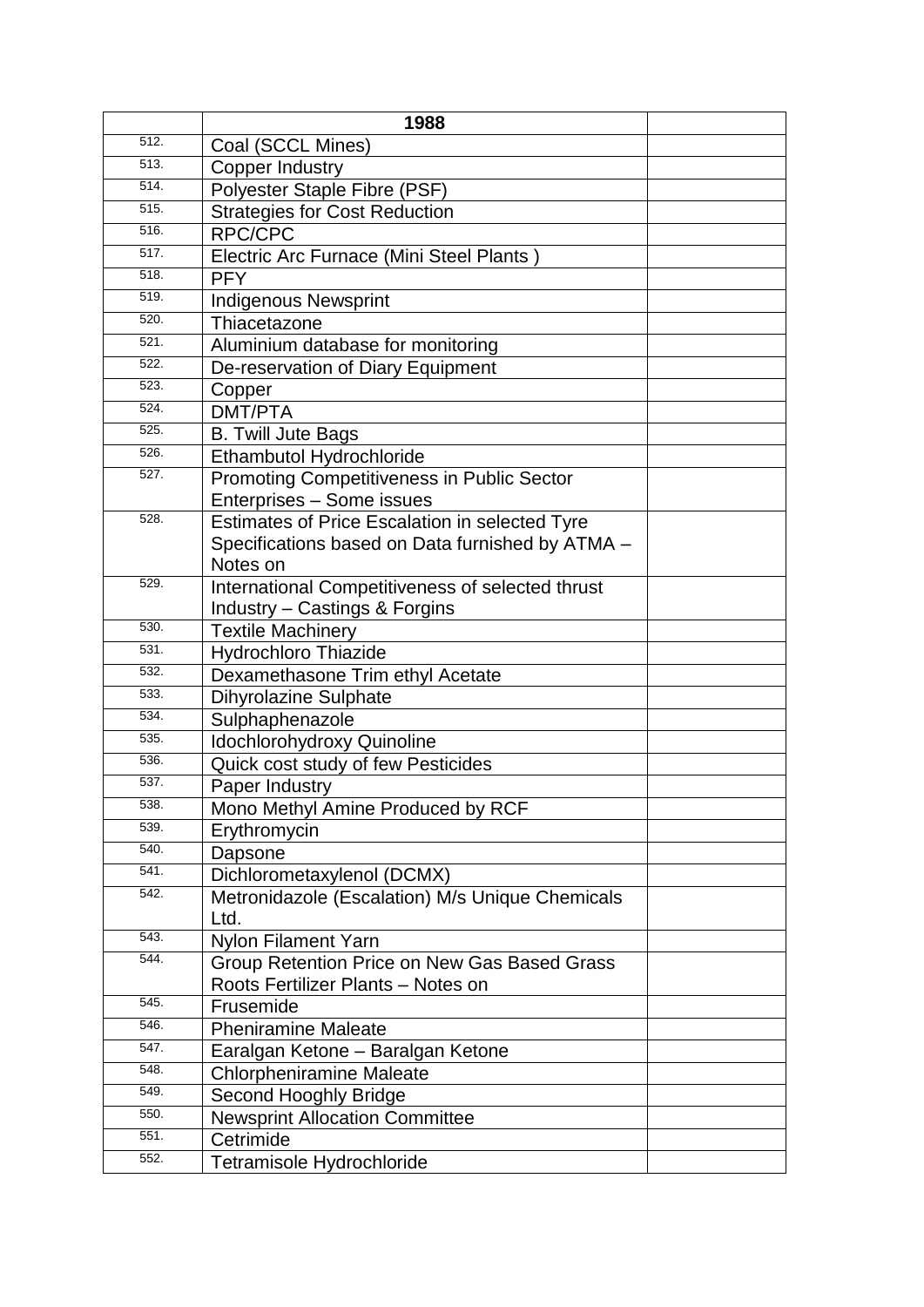|  | 1988 |  |
|---|---|---|
| 512. | Coal (SCCL Mines) |  |
| 513. | Copper Industry |  |
| 514. | Polyester Staple Fibre (PSF) |  |
| 515. | Strategies for Cost Reduction |  |
| 516. | RPC/CPC |  |
| 517. | Electric Arc Furnace (Mini Steel Plants ) |  |
| 518. | PFY |  |
| 519. | Indigenous Newsprint |  |
| 520. | Thiacetazone |  |
| 521. | Aluminium database for monitoring |  |
| 522. | De-reservation of Diary Equipment |  |
| 523. | Copper |  |
| 524. | DMT/PTA |  |
| 525. | B. Twill Jute Bags |  |
| 526. | Ethambutol Hydrochloride |  |
| 527. | Promoting Competitiveness in Public Sector Enterprises – Some issues |  |
| 528. | Estimates of Price Escalation in selected Tyre Specifications based on Data furnished by ATMA – Notes on |  |
| 529. | International Competitiveness of selected thrust Industry – Castings & Forgins |  |
| 530. | Textile Machinery |  |
| 531. | Hydrochloro Thiazide |  |
| 532. | Dexamethasone Trim ethyl Acetate |  |
| 533. | Dihyrolazine Sulphate |  |
| 534. | Sulphaphenazole |  |
| 535. | Idochlorohydroxy Quinoline |  |
| 536. | Quick cost study of few Pesticides |  |
| 537. | Paper Industry |  |
| 538. | Mono Methyl Amine Produced by RCF |  |
| 539. | Erythromycin |  |
| 540. | Dapsone |  |
| 541. | Dichlorometaxylenol (DCMX) |  |
| 542. | Metronidazole (Escalation) M/s Unique Chemicals Ltd. |  |
| 543. | Nylon Filament Yarn |  |
| 544. | Group Retention Price on New Gas Based Grass Roots Fertilizer Plants – Notes on |  |
| 545. | Frusemide |  |
| 546. | Pheniramine Maleate |  |
| 547. | Earalgan Ketone – Baralgan Ketone |  |
| 548. | Chlorpheniramine Maleate |  |
| 549. | Second Hooghly Bridge |  |
| 550. | Newsprint Allocation Committee |  |
| 551. | Cetrimide |  |
| 552. | Tetramisole Hydrochloride |  |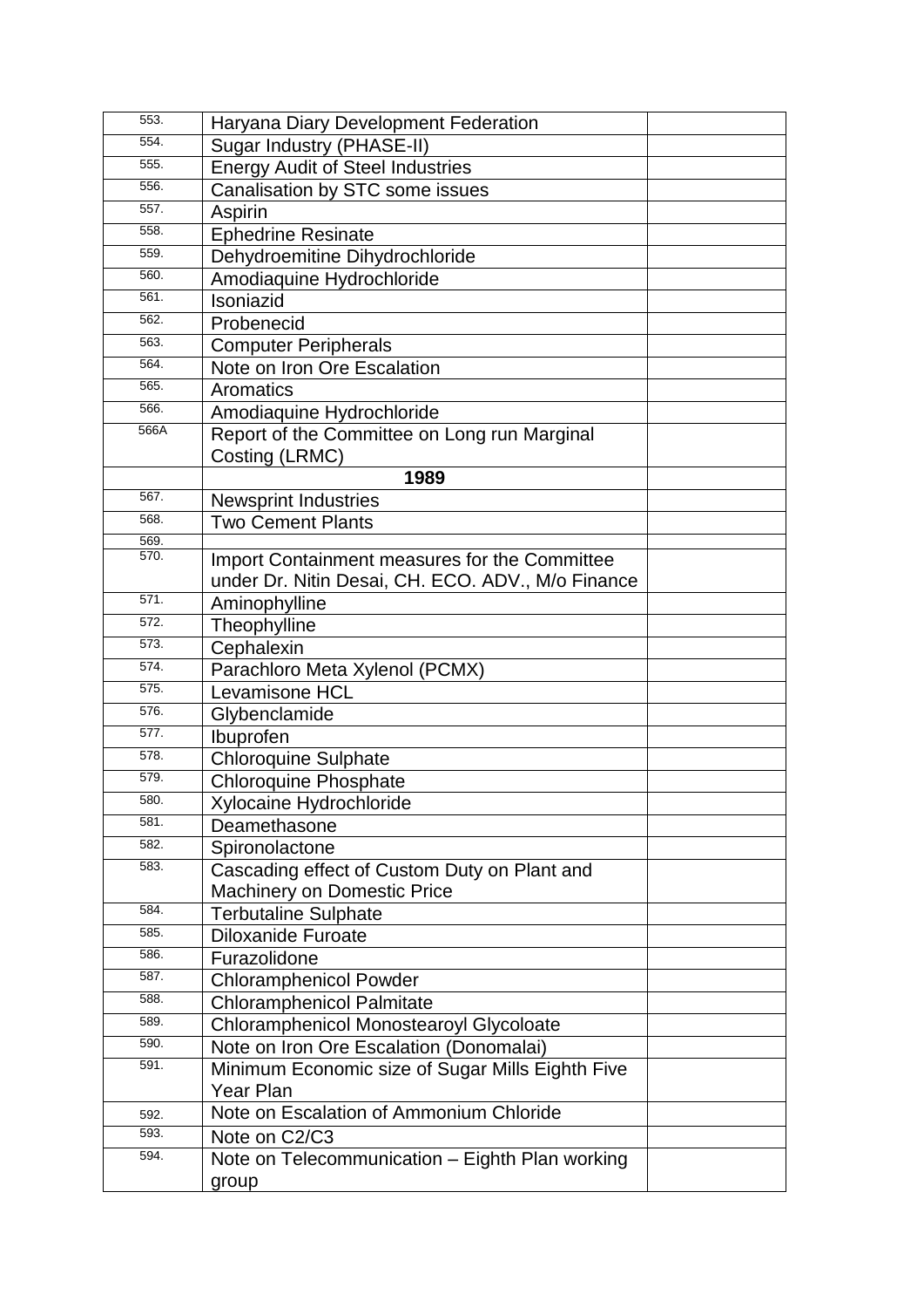| | | |
|---|---|---|
| 553. | Haryana Diary Development Federation | |
| 554. | Sugar Industry (PHASE-II) | |
| 555. | Energy Audit of Steel Industries | |
| 556. | Canalisation by STC some issues | |
| 557. | Aspirin | |
| 558. | Ephedrine Resinate | |
| 559. | Dehydroemitine Dihydrochloride | |
| 560. | Amodiaquine Hydrochloride | |
| 561. | Isoniazid | |
| 562. | Probenecid | |
| 563. | Computer Peripherals | |
| 564. | Note on Iron Ore Escalation | |
| 565. | Aromatics | |
| 566. | Amodiaquine Hydrochloride | |
| 566A | Report of the Committee on Long run Marginal Costing (LRMC) | |
| | **1989** | |
| 567. | Newsprint Industries | |
| 568. | Two Cement Plants | |
| 569. | | |
| 570. | Import Containment measures for the Committee under Dr. Nitin Desai, CH. ECO. ADV., M/o Finance | |
| 571. | Aminophylline | |
| 572. | Theophylline | |
| 573. | Cephalexin | |
| 574. | Parachloro Meta Xylenol (PCMX) | |
| 575. | Levamisone HCL | |
| 576. | Glybenclamide | |
| 577. | Ibuprofen | |
| 578. | Chloroquine Sulphate | |
| 579. | Chloroquine Phosphate | |
| 580. | Xylocaine Hydrochloride | |
| 581. | Deamethasone | |
| 582. | Spironolactone | |
| 583. | Cascading effect of Custom Duty on Plant and Machinery on Domestic Price | |
| 584. | Terbutaline Sulphate | |
| 585. | Diloxanide Furoate | |
| 586. | Furazolidone | |
| 587. | Chloramphenicol Powder | |
| 588. | Chloramphenicol Palmitate | |
| 589. | Chloramphenicol Monostearoyl Glycoloate | |
| 590. | Note on Iron Ore Escalation (Donomalai) | |
| 591. | Minimum Economic size of Sugar Mills Eighth Five Year Plan | |
| 592. | Note on Escalation of Ammonium Chloride | |
| 593. | Note on C2/C3 | |
| 594. | Note on Telecommunication – Eighth Plan working group | |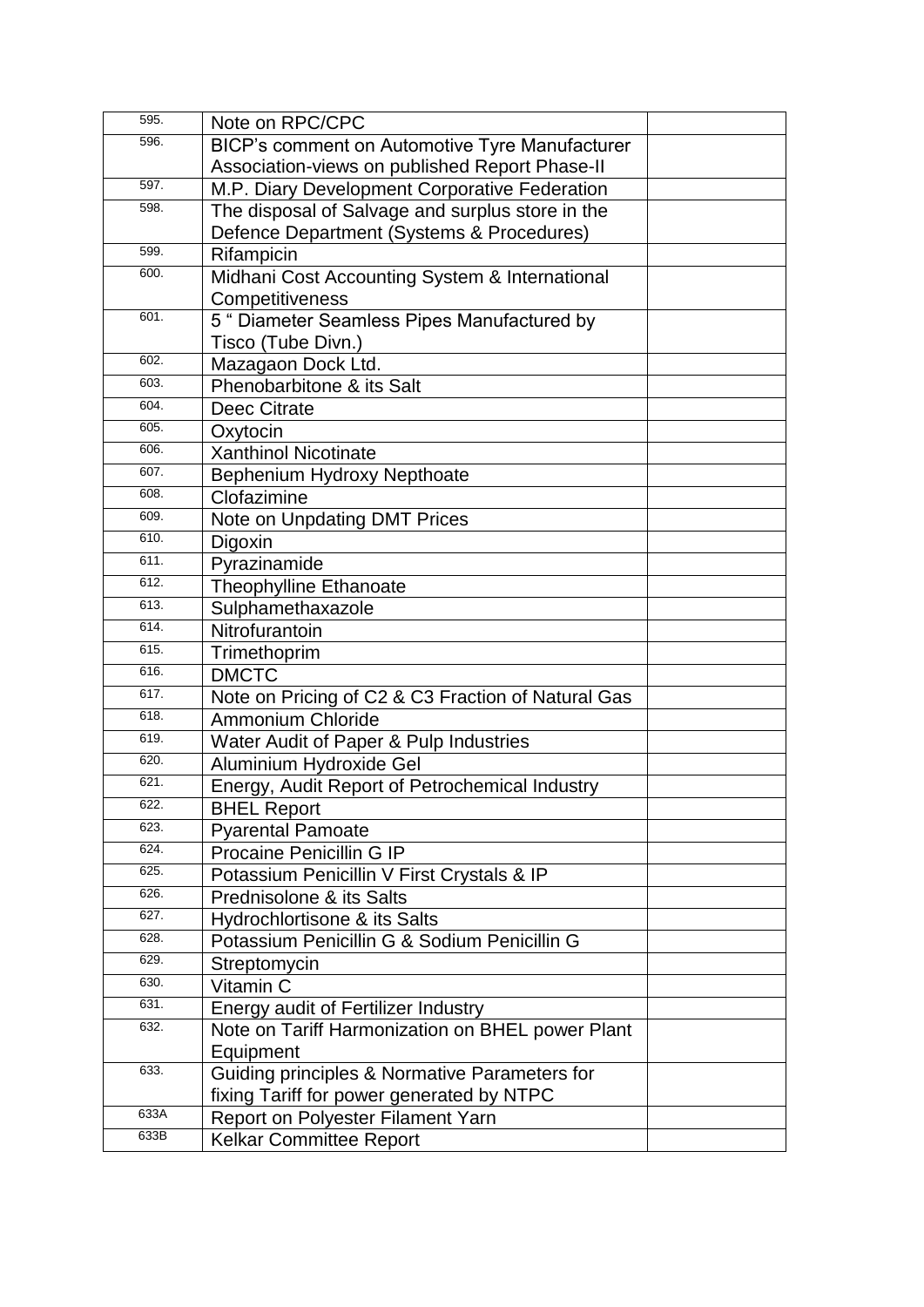| | | |
|---|---|---|
| 595. | Note on RPC/CPC | |
| 596. | BICP's comment on Automotive Tyre Manufacturer Association-views on published Report Phase-II | |
| 597. | M.P. Diary Development Corporative Federation | |
| 598. | The disposal of Salvage and surplus store in the Defence Department (Systems & Procedures) | |
| 599. | Rifampicin | |
| 600. | Midhani Cost Accounting System & International Competitiveness | |
| 601. | 5 " Diameter Seamless Pipes Manufactured by Tisco (Tube Divn.) | |
| 602. | Mazagaon Dock Ltd. | |
| 603. | Phenobarbitone & its Salt | |
| 604. | Deec Citrate | |
| 605. | Oxytocin | |
| 606. | Xanthinol Nicotinate | |
| 607. | Bephenium Hydroxy Nepthoate | |
| 608. | Clofazimine | |
| 609. | Note on Unpdating DMT Prices | |
| 610. | Digoxin | |
| 611. | Pyrazinamide | |
| 612. | Theophylline Ethanoate | |
| 613. | Sulphamethaxazole | |
| 614. | Nitrofurantoin | |
| 615. | Trimethoprim | |
| 616. | DMCTC | |
| 617. | Note on Pricing of C2 & C3 Fraction of Natural Gas | |
| 618. | Ammonium Chloride | |
| 619. | Water Audit of Paper & Pulp Industries | |
| 620. | Aluminium Hydroxide Gel | |
| 621. | Energy, Audit Report of Petrochemical Industry | |
| 622. | BHEL Report | |
| 623. | Pyarental Pamoate | |
| 624. | Procaine Penicillin G IP | |
| 625. | Potassium Penicillin V First Crystals & IP | |
| 626. | Prednisolone & its Salts | |
| 627. | Hydrochlortisone & its Salts | |
| 628. | Potassium Penicillin G & Sodium Penicillin G | |
| 629. | Streptomycin | |
| 630. | Vitamin C | |
| 631. | Energy audit of Fertilizer Industry | |
| 632. | Note on Tariff Harmonization on BHEL power Plant Equipment | |
| 633. | Guiding principles & Normative Parameters for fixing Tariff for power generated by NTPC | |
| 633A | Report on Polyester Filament Yarn | |
| 633B | Kelkar Committee Report | |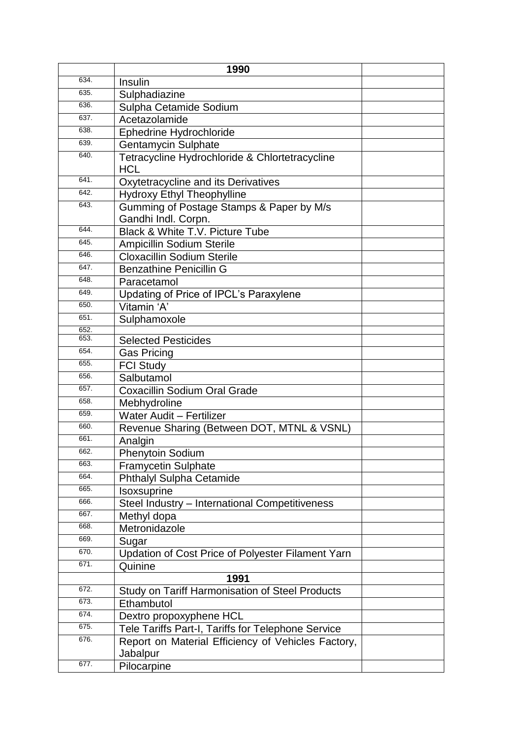| | 1990 | |
|---|---|---|
| 634. | Insulin | |
| 635. | Sulphadiazine | |
| 636. | Sulpha Cetamide Sodium | |
| 637. | Acetazolamide | |
| 638. | Ephedrine Hydrochloride | |
| 639. | Gentamycin Sulphate | |
| 640. | Tetracycline Hydrochloride & Chlortetracycline HCL | |
| 641. | Oxytetracycline and its Derivatives | |
| 642. | Hydroxy Ethyl Theophylline | |
| 643. | Gumming of Postage Stamps & Paper by M/s Gandhi Indl. Corpn. | |
| 644. | Black & White T.V. Picture Tube | |
| 645. | Ampicillin Sodium Sterile | |
| 646. | Cloxacillin Sodium Sterile | |
| 647. | Benzathine Penicillin G | |
| 648. | Paracetamol | |
| 649. | Updating of Price of IPCL's Paraxylene | |
| 650. | Vitamin 'A' | |
| 651. | Sulphamoxole | |
| 652. | | |
| 653. | Selected Pesticides | |
| 654. | Gas Pricing | |
| 655. | FCI Study | |
| 656. | Salbutamol | |
| 657. | Coxacillin Sodium Oral Grade | |
| 658. | Mebhydroline | |
| 659. | Water Audit – Fertilizer | |
| 660. | Revenue Sharing (Between DOT, MTNL & VSNL) | |
| 661. | Analgin | |
| 662. | Phenytoin Sodium | |
| 663. | Framycetin Sulphate | |
| 664. | Phthalyl Sulpha Cetamide | |
| 665. | Isoxsuprine | |
| 666. | Steel Industry – International Competitiveness | |
| 667. | Methyl dopa | |
| 668. | Metronidazole | |
| 669. | Sugar | |
| 670. | Updation of Cost Price of Polyester Filament Yarn | |
| 671. | Quinine | |
| | 1991 | |
| 672. | Study on Tariff Harmonisation of Steel Products | |
| 673. | Ethambutol | |
| 674. | Dextro propoxyphene HCL | |
| 675. | Tele Tariffs Part-I, Tariffs for Telephone Service | |
| 676. | Report on Material Efficiency of Vehicles Factory, Jabalpur | |
| 677. | Pilocarpine | |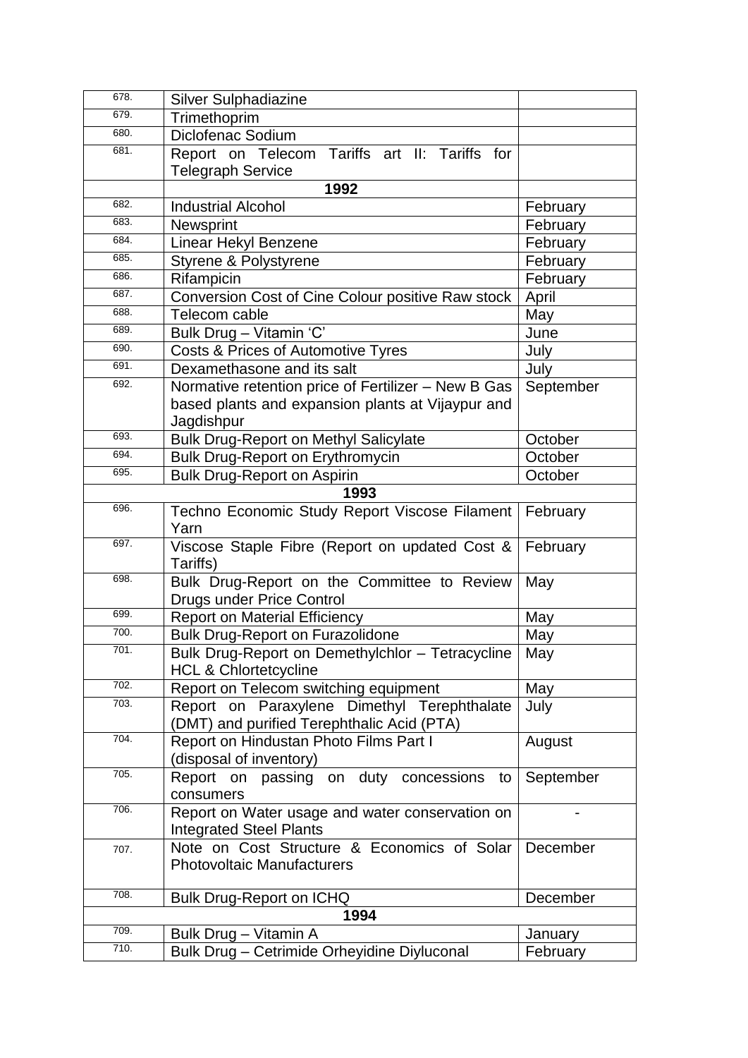| | | |
|---|---|---|
| 678. | Silver Sulphadiazine | |
| 679. | Trimethoprim | |
| 680. | Diclofenac Sodium | |
| 681. | Report on Telecom Tariffs art II: Tariffs for Telegraph Service | |
| | **1992** | |
| 682. | Industrial Alcohol | February |
| 683. | Newsprint | February |
| 684. | Linear Hekyl Benzene | February |
| 685. | Styrene & Polystyrene | February |
| 686. | Rifampicin | February |
| 687. | Conversion Cost of Cine Colour positive Raw stock | April |
| 688. | Telecom cable | May |
| 689. | Bulk Drug – Vitamin ‘C’ | June |
| 690. | Costs & Prices of Automotive Tyres | July |
| 691. | Dexamethasone and its salt | July |
| 692. | Normative retention price of Fertilizer – New B Gas based plants and expansion plants at Vijaypur and Jagdishpur | September |
| 693. | Bulk Drug-Report on Methyl Salicylate | October |
| 694. | Bulk Drug-Report on Erythromycin | October |
| 695. | Bulk Drug-Report on Aspirin | October |
| | **1993** | |
| 696. | Techno Economic Study Report Viscose Filament Yarn | February |
| 697. | Viscose Staple Fibre (Report on updated Cost & Tariffs) | February |
| 698. | Bulk Drug-Report on the Committee to Review Drugs under Price Control | May |
| 699. | Report on Material Efficiency | May |
| 700. | Bulk Drug-Report on Furazolidone | May |
| 701. | Bulk Drug-Report on Demethylchlor – Tetracycline HCL & Chlortetcycline | May |
| 702. | Report on Telecom switching equipment | May |
| 703. | Report on Paraxylene Dimethyl Terephthalate (DMT) and purified Terephthalic Acid (PTA) | July |
| 704. | Report on Hindustan Photo Films Part I (disposal of inventory) | August |
| 705. | Report on passing on duty concessions to consumers | September |
| 706. | Report on Water usage and water conservation on Integrated Steel Plants | - |
| 707. | Note on Cost Structure & Economics of Solar Photovoltaic Manufacturers | December |
| 708. | Bulk Drug-Report on ICHQ | December |
| | **1994** | |
| 709. | Bulk Drug – Vitamin A | January |
| 710. | Bulk Drug – Cetrimide Orheyidine Diyluconal | February |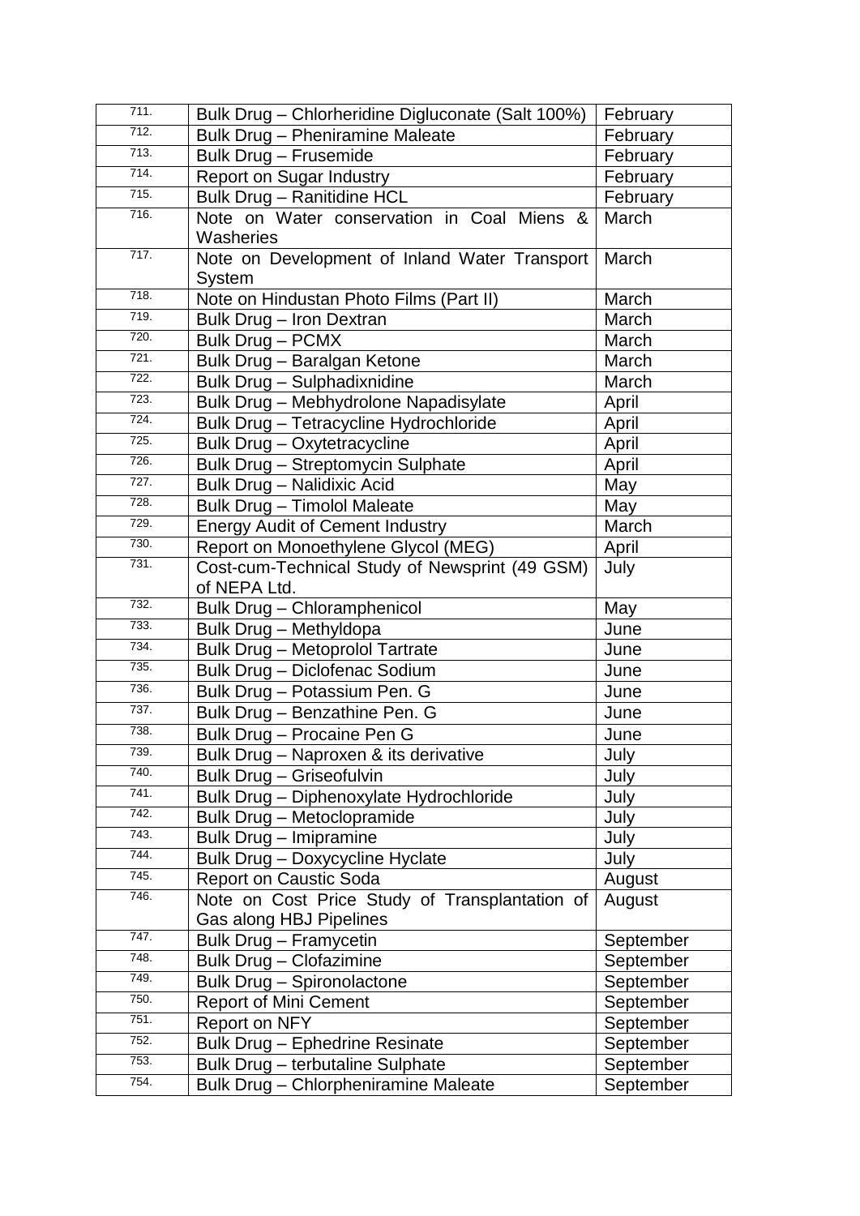| 711. | Bulk Drug – Chlorheridine Digluconate (Salt 100%) | February |
|---|---|---|
| 712. | Bulk Drug – Pheniramine Maleate | February |
| 713. | Bulk Drug – Frusemide | February |
| 714. | Report on Sugar Industry | February |
| 715. | Bulk Drug – Ranitidine HCL | February |
| 716. | Note on Water conservation in Coal Miens & Washeries | March |
| 717. | Note on Development of Inland Water Transport System | March |
| 718. | Note on Hindustan Photo Films (Part II) | March |
| 719. | Bulk Drug – Iron Dextran | March |
| 720. | Bulk Drug – PCMX | March |
| 721. | Bulk Drug – Baralgan Ketone | March |
| 722. | Bulk Drug – Sulphadixnidine | March |
| 723. | Bulk Drug – Mebhydrolone Napadisylate | April |
| 724. | Bulk Drug – Tetracycline Hydrochloride | April |
| 725. | Bulk Drug – Oxytetracycline | April |
| 726. | Bulk Drug – Streptomycin Sulphate | April |
| 727. | Bulk Drug – Nalidixic Acid | May |
| 728. | Bulk Drug – Timolol Maleate | May |
| 729. | Energy Audit of Cement Industry | March |
| 730. | Report on Monoethylene Glycol (MEG) | April |
| 731. | Cost-cum-Technical Study of Newsprint (49 GSM) of NEPA Ltd. | July |
| 732. | Bulk Drug – Chloramphenicol | May |
| 733. | Bulk Drug – Methyldopa | June |
| 734. | Bulk Drug – Metoprolol Tartrate | June |
| 735. | Bulk Drug – Diclofenac Sodium | June |
| 736. | Bulk Drug – Potassium Pen. G | June |
| 737. | Bulk Drug – Benzathine Pen. G | June |
| 738. | Bulk Drug – Procaine Pen G | June |
| 739. | Bulk Drug – Naproxen & its derivative | July |
| 740. | Bulk Drug – Griseofulvin | July |
| 741. | Bulk Drug – Diphenoxylate Hydrochloride | July |
| 742. | Bulk Drug – Metoclopramide | July |
| 743. | Bulk Drug – Imipramine | July |
| 744. | Bulk Drug – Doxycycline Hyclate | July |
| 745. | Report on Caustic Soda | August |
| 746. | Note on Cost Price Study of Transplantation of Gas along HBJ Pipelines | August |
| 747. | Bulk Drug – Framycetin | September |
| 748. | Bulk Drug – Clofazimine | September |
| 749. | Bulk Drug – Spironolactone | September |
| 750. | Report of Mini Cement | September |
| 751. | Report on NFY | September |
| 752. | Bulk Drug – Ephedrine Resinate | September |
| 753. | Bulk Drug – terbutaline Sulphate | September |
| 754. | Bulk Drug – Chlorpheniramine Maleate | September |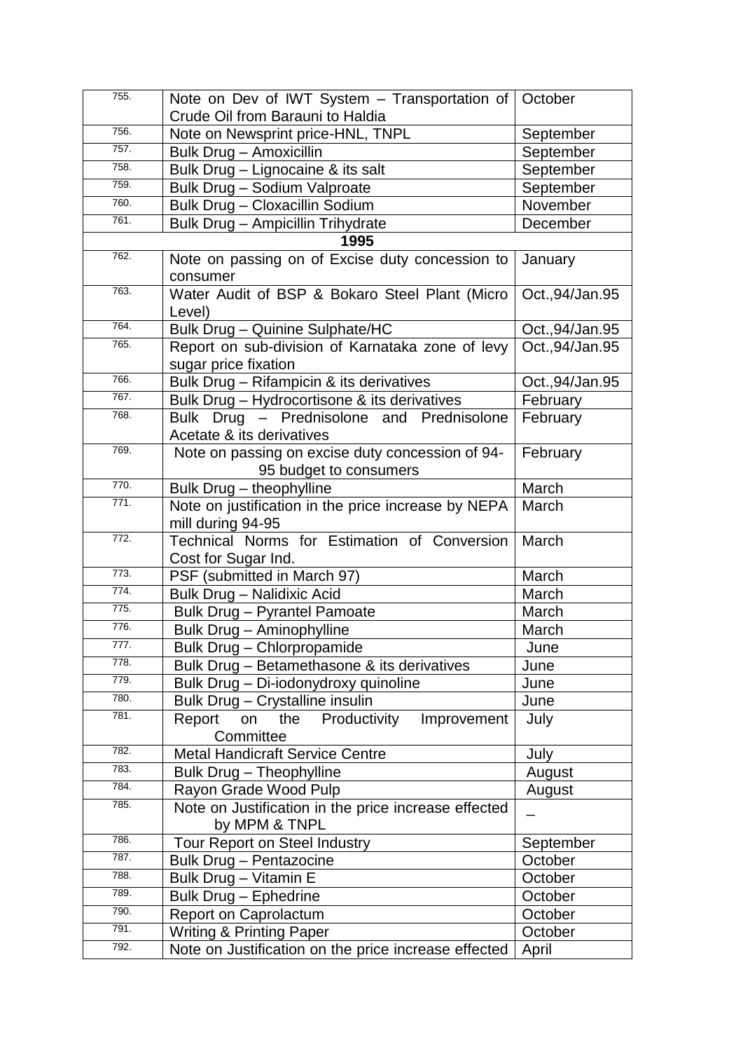| | | |
|---|---|---|
| 755. | Note on Dev of IWT System – Transportation of Crude Oil from Barauni to Haldia | October |
| 756. | Note on Newsprint price-HNL, TNPL | September |
| 757. | Bulk Drug – Amoxicillin | September |
| 758. | Bulk Drug – Lignocaine & its salt | September |
| 759. | Bulk Drug – Sodium Valproate | September |
| 760. | Bulk Drug – Cloxacillin Sodium | November |
| 761. | Bulk Drug – Ampicillin Trihydrate | December |
| | **1995** | |
| 762. | Note on passing on of Excise duty concession to consumer | January |
| 763. | Water Audit of BSP & Bokaro Steel Plant (Micro Level) | Oct.,94/Jan.95 |
| 764. | Bulk Drug – Quinine Sulphate/HC | Oct.,94/Jan.95 |
| 765. | Report on sub-division of Karnataka zone of levy sugar price fixation | Oct.,94/Jan.95 |
| 766. | Bulk Drug – Rifampicin & its derivatives | Oct.,94/Jan.95 |
| 767. | Bulk Drug – Hydrocortisone & its derivatives | February |
| 768. | Bulk Drug – Prednisolone and Prednisolone Acetate & its derivatives | February |
| 769. | Note on passing on excise duty concession of 94-95 budget to consumers | February |
| 770. | Bulk Drug – theophylline | March |
| 771. | Note on justification in the price increase by NEPA mill during 94-95 | March |
| 772. | Technical Norms for Estimation of Conversion Cost for Sugar Ind. | March |
| 773. | PSF (submitted in March 97) | March |
| 774. | Bulk Drug – Nalidixic Acid | March |
| 775. | Bulk Drug – Pyrantel Pamoate | March |
| 776. | Bulk Drug – Aminophylline | March |
| 777. | Bulk Drug – Chlorpropamide | June |
| 778. | Bulk Drug – Betamethasone & its derivatives | June |
| 779. | Bulk Drug – Di-iodonydroxy quinoline | June |
| 780. | Bulk Drug – Crystalline insulin | June |
| 781. | Report on the Productivity Improvement Committee | July |
| 782. | Metal Handicraft Service Centre | July |
| 783. | Bulk Drug – Theophylline | August |
| 784. | Rayon Grade Wood Pulp | August |
| 785. | Note on Justification in the price increase effected by MPM & TNPL | – |
| 786. | Tour Report on Steel Industry | September |
| 787. | Bulk Drug – Pentazocine | October |
| 788. | Bulk Drug – Vitamin E | October |
| 789. | Bulk Drug – Ephedrine | October |
| 790. | Report on Caprolactum | October |
| 791. | Writing & Printing Paper | October |
| 792. | Note on Justification on the price increase effected | April |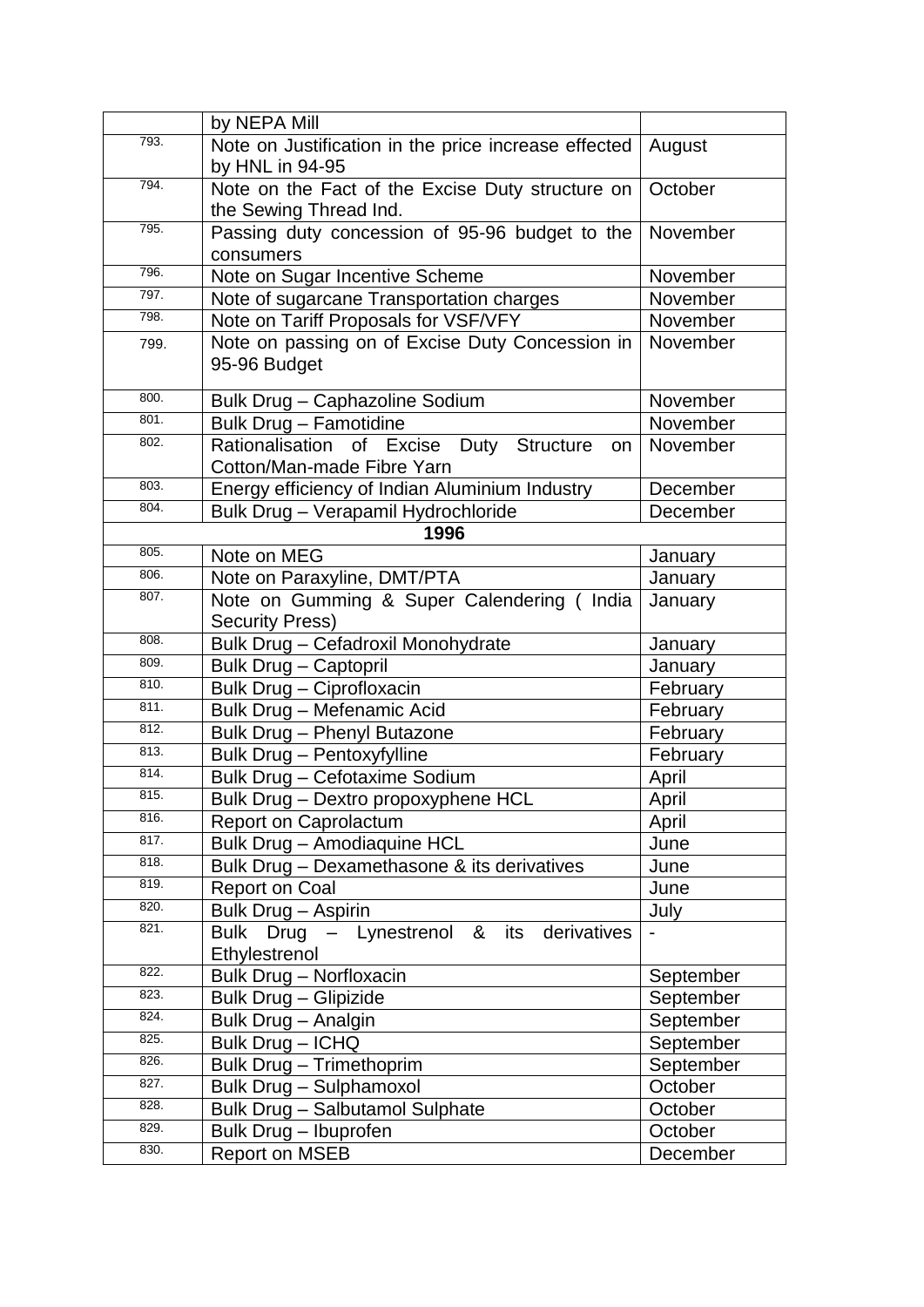| | | |
|---|---|---|
| | by NEPA Mill | |
| 793. | Note on Justification in the price increase effected by HNL in 94-95 | August |
| 794. | Note on the Fact of the Excise Duty structure on the Sewing Thread Ind. | October |
| 795. | Passing duty concession of 95-96 budget to the consumers | November |
| 796. | Note on Sugar Incentive Scheme | November |
| 797. | Note of sugarcane Transportation charges | November |
| 798. | Note on Tariff Proposals for VSF/VFY | November |
| 799. | Note on passing on of Excise Duty Concession in 95-96 Budget | November |
| 800. | Bulk Drug – Caphazoline Sodium | November |
| 801. | Bulk Drug – Famotidine | November |
| 802. | Rationalisation of Excise Duty Structure on Cotton/Man-made Fibre Yarn | November |
| 803. | Energy efficiency of Indian Aluminium Industry | December |
| 804. | Bulk Drug – Verapamil Hydrochloride | December |
| | **1996** | |
| 805. | Note on MEG | January |
| 806. | Note on Paraxyline, DMT/PTA | January |
| 807. | Note on Gumming & Super Calendering ( India Security Press) | January |
| 808. | Bulk Drug – Cefadroxil Monohydrate | January |
| 809. | Bulk Drug – Captopril | January |
| 810. | Bulk Drug – Ciprofloxacin | February |
| 811. | Bulk Drug – Mefenamic Acid | February |
| 812. | Bulk Drug – Phenyl Butazone | February |
| 813. | Bulk Drug – Pentoxyfylline | February |
| 814. | Bulk Drug – Cefotaxime Sodium | April |
| 815. | Bulk Drug – Dextro propoxyphene HCL | April |
| 816. | Report on Caprolactum | April |
| 817. | Bulk Drug – Amodiaquine HCL | June |
| 818. | Bulk Drug – Dexamethasone & its derivatives | June |
| 819. | Report on Coal | June |
| 820. | Bulk Drug – Aspirin | July |
| 821. | Bulk Drug – Lynestrenol & its derivatives Ethylestrenol | - |
| 822. | Bulk Drug – Norfloxacin | September |
| 823. | Bulk Drug – Glipizide | September |
| 824. | Bulk Drug – Analgin | September |
| 825. | Bulk Drug – ICHQ | September |
| 826. | Bulk Drug – Trimethoprim | September |
| 827. | Bulk Drug – Sulphamoxol | October |
| 828. | Bulk Drug – Salbutamol Sulphate | October |
| 829. | Bulk Drug – Ibuprofen | October |
| 830. | Report on MSEB | December |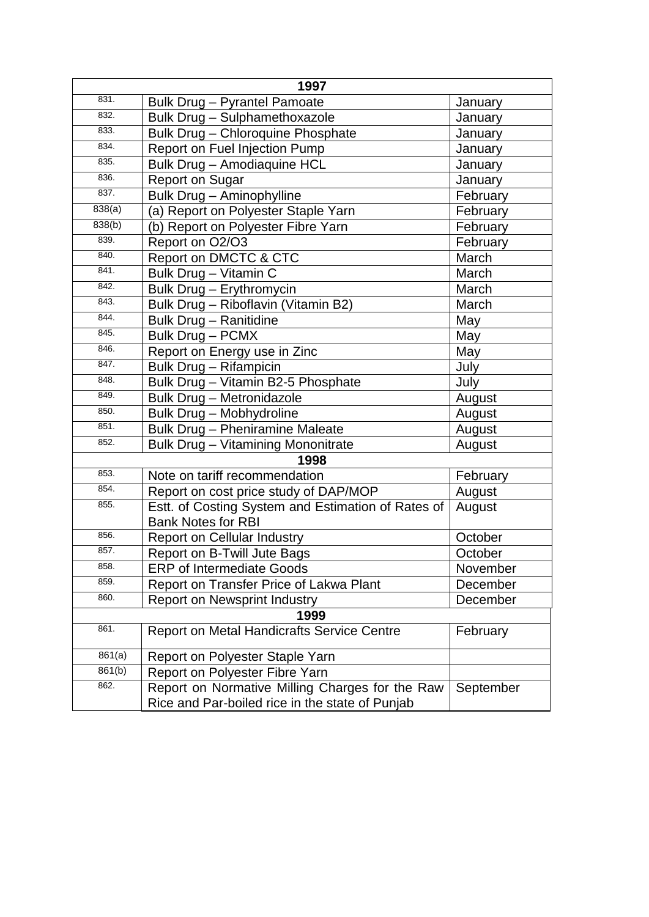| | | |
|---|---|---|
| **1997** | | |
| 831. | Bulk Drug – Pyrantel Pamoate | January |
| 832. | Bulk Drug – Sulphamethoxazole | January |
| 833. | Bulk Drug – Chloroquine Phosphate | January |
| 834. | Report on Fuel Injection Pump | January |
| 835. | Bulk Drug – Amodiaquine HCL | January |
| 836. | Report on Sugar | January |
| 837. | Bulk Drug – Aminophylline | February |
| 838(a) | (a) Report on Polyester Staple Yarn | February |
| 838(b) | (b) Report on Polyester Fibre Yarn | February |
| 839. | Report on O2/O3 | February |
| 840. | Report on DMCTC & CTC | March |
| 841. | Bulk Drug – Vitamin C | March |
| 842. | Bulk Drug – Erythromycin | March |
| 843. | Bulk Drug – Riboflavin (Vitamin B2) | March |
| 844. | Bulk Drug – Ranitidine | May |
| 845. | Bulk Drug – PCMX | May |
| 846. | Report on Energy use in Zinc | May |
| 847. | Bulk Drug – Rifampicin | July |
| 848. | Bulk Drug – Vitamin B2-5 Phosphate | July |
| 849. | Bulk Drug – Metronidazole | August |
| 850. | Bulk Drug – Mobhydroline | August |
| 851. | Bulk Drug – Pheniramine Maleate | August |
| 852. | Bulk Drug – Vitamining Mononitrate | August |
| **1998** | | |
| 853. | Note on tariff recommendation | February |
| 854. | Report on cost price study of DAP/MOP | August |
| 855. | Estt. of Costing System and Estimation of Rates of Bank Notes for RBI | August |
| 856. | Report on Cellular Industry | October |
| 857. | Report on B-Twill Jute Bags | October |
| 858. | ERP of Intermediate Goods | November |
| 859. | Report on Transfer Price of Lakwa Plant | December |
| 860. | Report on Newsprint Industry | December |
| **1999** | | |
| 861. | Report on Metal Handicrafts Service Centre | February |
| 861(a) | Report on Polyester Staple Yarn | |
| 861(b) | Report on Polyester Fibre Yarn | |
| 862. | Report on Normative Milling Charges for the Raw Rice and Par-boiled rice in the state of Punjab | September |